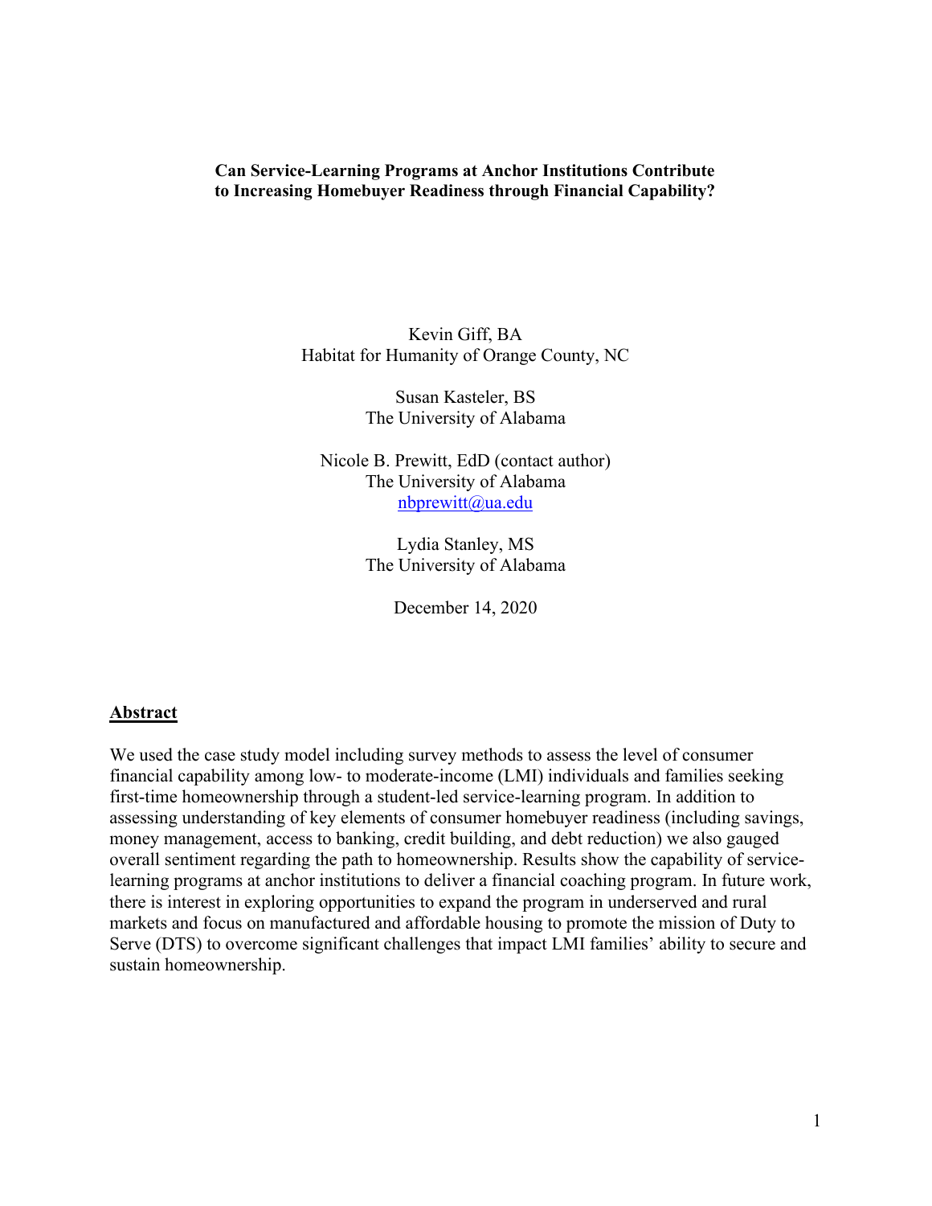**Can Service-Learning Programs at Anchor Institutions Contribute to Increasing Homebuyer Readiness through Financial Capability?**

Kevin Giff, BA
Habitat for Humanity of Orange County, NC

Susan Kasteler, BS
The University of Alabama

Nicole B. Prewitt, EdD (contact author)
The University of Alabama
nbprewitt@ua.edu

Lydia Stanley, MS
The University of Alabama

December 14, 2020

## Abstract

We used the case study model including survey methods to assess the level of consumer financial capability among low- to moderate-income (LMI) individuals and families seeking first-time homeownership through a student-led service-learning program. In addition to assessing understanding of key elements of consumer homebuyer readiness (including savings, money management, access to banking, credit building, and debt reduction) we also gauged overall sentiment regarding the path to homeownership. Results show the capability of service-learning programs at anchor institutions to deliver a financial coaching program. In future work, there is interest in exploring opportunities to expand the program in underserved and rural markets and focus on manufactured and affordable housing to promote the mission of Duty to Serve (DTS) to overcome significant challenges that impact LMI families' ability to secure and sustain homeownership.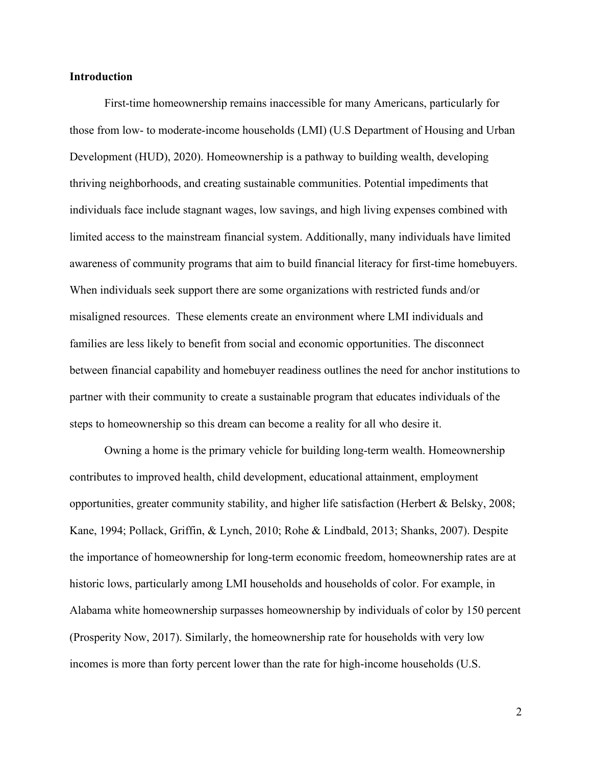**Introduction**

First-time homeownership remains inaccessible for many Americans, particularly for those from low- to moderate-income households (LMI) (U.S Department of Housing and Urban Development (HUD), 2020). Homeownership is a pathway to building wealth, developing thriving neighborhoods, and creating sustainable communities. Potential impediments that individuals face include stagnant wages, low savings, and high living expenses combined with limited access to the mainstream financial system. Additionally, many individuals have limited awareness of community programs that aim to build financial literacy for first-time homebuyers. When individuals seek support there are some organizations with restricted funds and/or misaligned resources. These elements create an environment where LMI individuals and families are less likely to benefit from social and economic opportunities. The disconnect between financial capability and homebuyer readiness outlines the need for anchor institutions to partner with their community to create a sustainable program that educates individuals of the steps to homeownership so this dream can become a reality for all who desire it.

Owning a home is the primary vehicle for building long-term wealth. Homeownership contributes to improved health, child development, educational attainment, employment opportunities, greater community stability, and higher life satisfaction (Herbert & Belsky, 2008; Kane, 1994; Pollack, Griffin, & Lynch, 2010; Rohe & Lindbald, 2013; Shanks, 2007). Despite the importance of homeownership for long-term economic freedom, homeownership rates are at historic lows, particularly among LMI households and households of color. For example, in Alabama white homeownership surpasses homeownership by individuals of color by 150 percent (Prosperity Now, 2017). Similarly, the homeownership rate for households with very low incomes is more than forty percent lower than the rate for high-income households (U.S.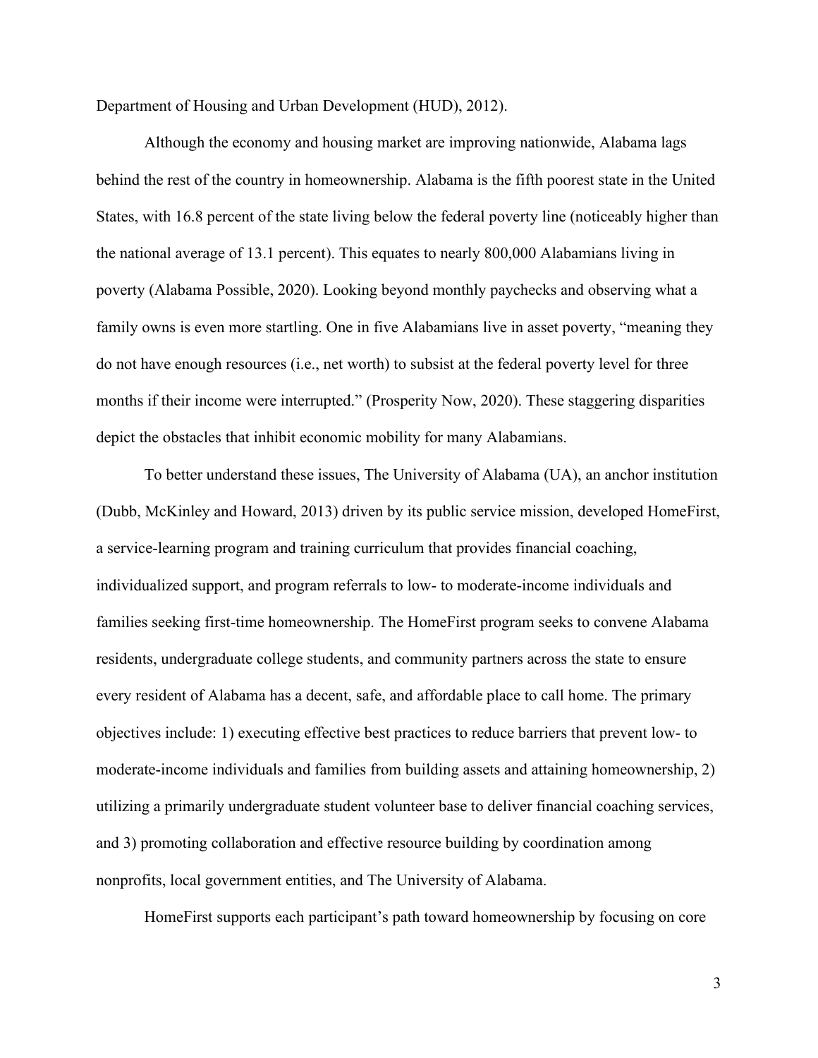Department of Housing and Urban Development (HUD), 2012).

Although the economy and housing market are improving nationwide, Alabama lags behind the rest of the country in homeownership. Alabama is the fifth poorest state in the United States, with 16.8 percent of the state living below the federal poverty line (noticeably higher than the national average of 13.1 percent). This equates to nearly 800,000 Alabamians living in poverty (Alabama Possible, 2020). Looking beyond monthly paychecks and observing what a family owns is even more startling. One in five Alabamians live in asset poverty, "meaning they do not have enough resources (i.e., net worth) to subsist at the federal poverty level for three months if their income were interrupted." (Prosperity Now, 2020). These staggering disparities depict the obstacles that inhibit economic mobility for many Alabamians.

To better understand these issues, The University of Alabama (UA), an anchor institution (Dubb, McKinley and Howard, 2013) driven by its public service mission, developed HomeFirst, a service-learning program and training curriculum that provides financial coaching, individualized support, and program referrals to low- to moderate-income individuals and families seeking first-time homeownership. The HomeFirst program seeks to convene Alabama residents, undergraduate college students, and community partners across the state to ensure every resident of Alabama has a decent, safe, and affordable place to call home. The primary objectives include: 1) executing effective best practices to reduce barriers that prevent low- to moderate-income individuals and families from building assets and attaining homeownership, 2) utilizing a primarily undergraduate student volunteer base to deliver financial coaching services, and 3) promoting collaboration and effective resource building by coordination among nonprofits, local government entities, and The University of Alabama.

HomeFirst supports each participant's path toward homeownership by focusing on core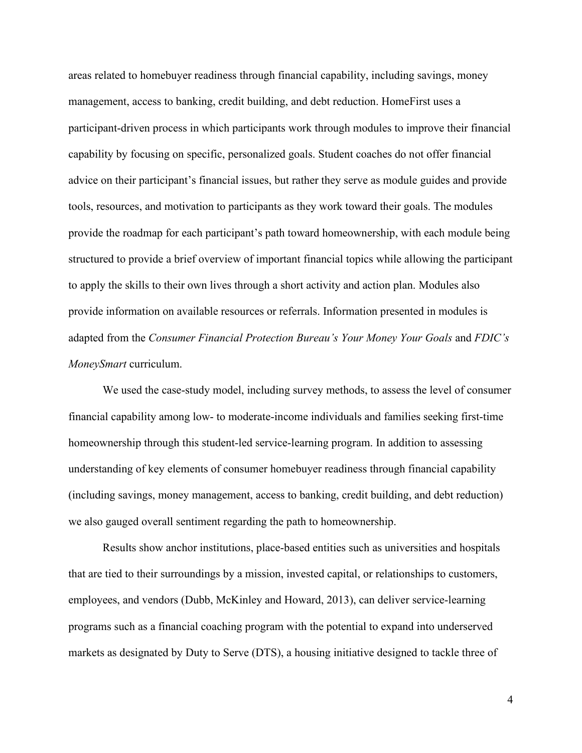areas related to homebuyer readiness through financial capability, including savings, money management, access to banking, credit building, and debt reduction. HomeFirst uses a participant-driven process in which participants work through modules to improve their financial capability by focusing on specific, personalized goals. Student coaches do not offer financial advice on their participant's financial issues, but rather they serve as module guides and provide tools, resources, and motivation to participants as they work toward their goals. The modules provide the roadmap for each participant's path toward homeownership, with each module being structured to provide a brief overview of important financial topics while allowing the participant to apply the skills to their own lives through a short activity and action plan. Modules also provide information on available resources or referrals. Information presented in modules is adapted from the *Consumer Financial Protection Bureau's Your Money Your Goals* and *FDIC's MoneySmart* curriculum.

We used the case-study model, including survey methods, to assess the level of consumer financial capability among low- to moderate-income individuals and families seeking first-time homeownership through this student-led service-learning program. In addition to assessing understanding of key elements of consumer homebuyer readiness through financial capability (including savings, money management, access to banking, credit building, and debt reduction) we also gauged overall sentiment regarding the path to homeownership.

Results show anchor institutions, place-based entities such as universities and hospitals that are tied to their surroundings by a mission, invested capital, or relationships to customers, employees, and vendors (Dubb, McKinley and Howard, 2013), can deliver service-learning programs such as a financial coaching program with the potential to expand into underserved markets as designated by Duty to Serve (DTS), a housing initiative designed to tackle three of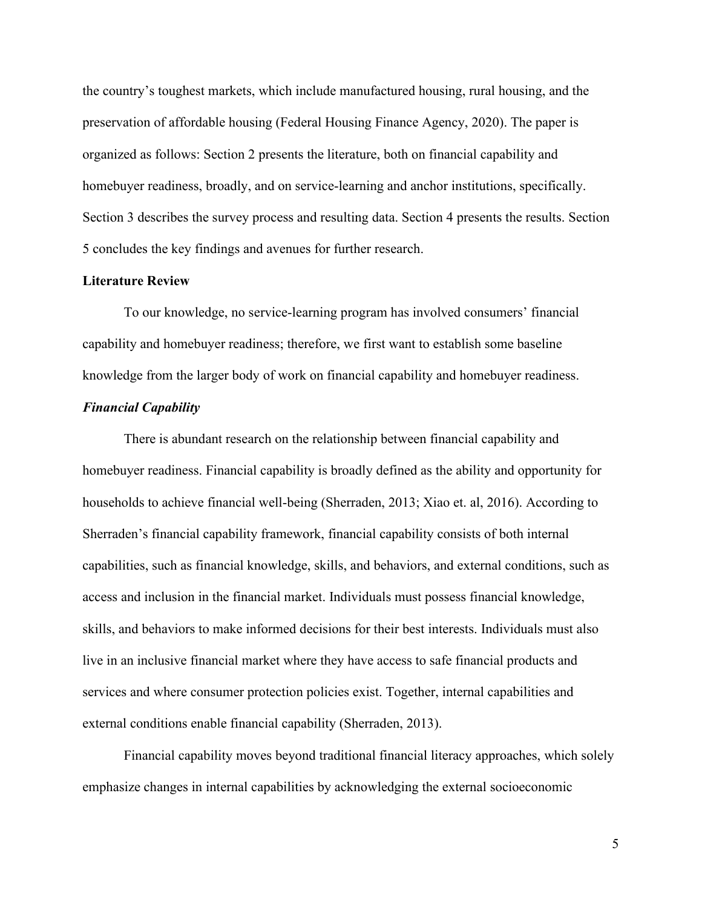the country's toughest markets, which include manufactured housing, rural housing, and the preservation of affordable housing (Federal Housing Finance Agency, 2020). The paper is organized as follows: Section 2 presents the literature, both on financial capability and homebuyer readiness, broadly, and on service-learning and anchor institutions, specifically. Section 3 describes the survey process and resulting data. Section 4 presents the results. Section 5 concludes the key findings and avenues for further research.

## Literature Review

To our knowledge, no service-learning program has involved consumers' financial capability and homebuyer readiness; therefore, we first want to establish some baseline knowledge from the larger body of work on financial capability and homebuyer readiness.

### *Financial Capability*

There is abundant research on the relationship between financial capability and homebuyer readiness. Financial capability is broadly defined as the ability and opportunity for households to achieve financial well-being (Sherraden, 2013; Xiao et. al, 2016). According to Sherraden's financial capability framework, financial capability consists of both internal capabilities, such as financial knowledge, skills, and behaviors, and external conditions, such as access and inclusion in the financial market. Individuals must possess financial knowledge, skills, and behaviors to make informed decisions for their best interests. Individuals must also live in an inclusive financial market where they have access to safe financial products and services and where consumer protection policies exist. Together, internal capabilities and external conditions enable financial capability (Sherraden, 2013).

Financial capability moves beyond traditional financial literacy approaches, which solely emphasize changes in internal capabilities by acknowledging the external socioeconomic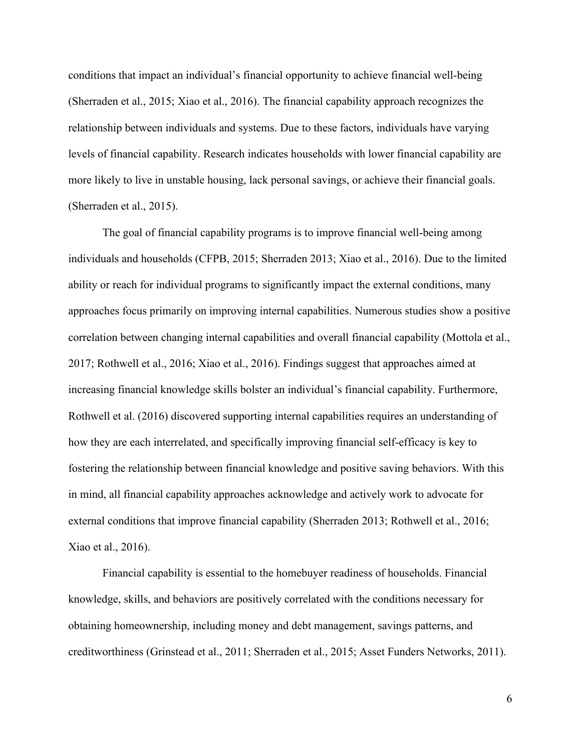conditions that impact an individual's financial opportunity to achieve financial well-being (Sherraden et al., 2015; Xiao et al., 2016). The financial capability approach recognizes the relationship between individuals and systems. Due to these factors, individuals have varying levels of financial capability. Research indicates households with lower financial capability are more likely to live in unstable housing, lack personal savings, or achieve their financial goals. (Sherraden et al., 2015).

The goal of financial capability programs is to improve financial well-being among individuals and households (CFPB, 2015; Sherraden 2013; Xiao et al., 2016). Due to the limited ability or reach for individual programs to significantly impact the external conditions, many approaches focus primarily on improving internal capabilities. Numerous studies show a positive correlation between changing internal capabilities and overall financial capability (Mottola et al., 2017; Rothwell et al., 2016; Xiao et al., 2016). Findings suggest that approaches aimed at increasing financial knowledge skills bolster an individual's financial capability. Furthermore, Rothwell et al. (2016) discovered supporting internal capabilities requires an understanding of how they are each interrelated, and specifically improving financial self-efficacy is key to fostering the relationship between financial knowledge and positive saving behaviors. With this in mind, all financial capability approaches acknowledge and actively work to advocate for external conditions that improve financial capability (Sherraden 2013; Rothwell et al., 2016; Xiao et al., 2016).

Financial capability is essential to the homebuyer readiness of households. Financial knowledge, skills, and behaviors are positively correlated with the conditions necessary for obtaining homeownership, including money and debt management, savings patterns, and creditworthiness (Grinstead et al., 2011; Sherraden et al., 2015; Asset Funders Networks, 2011).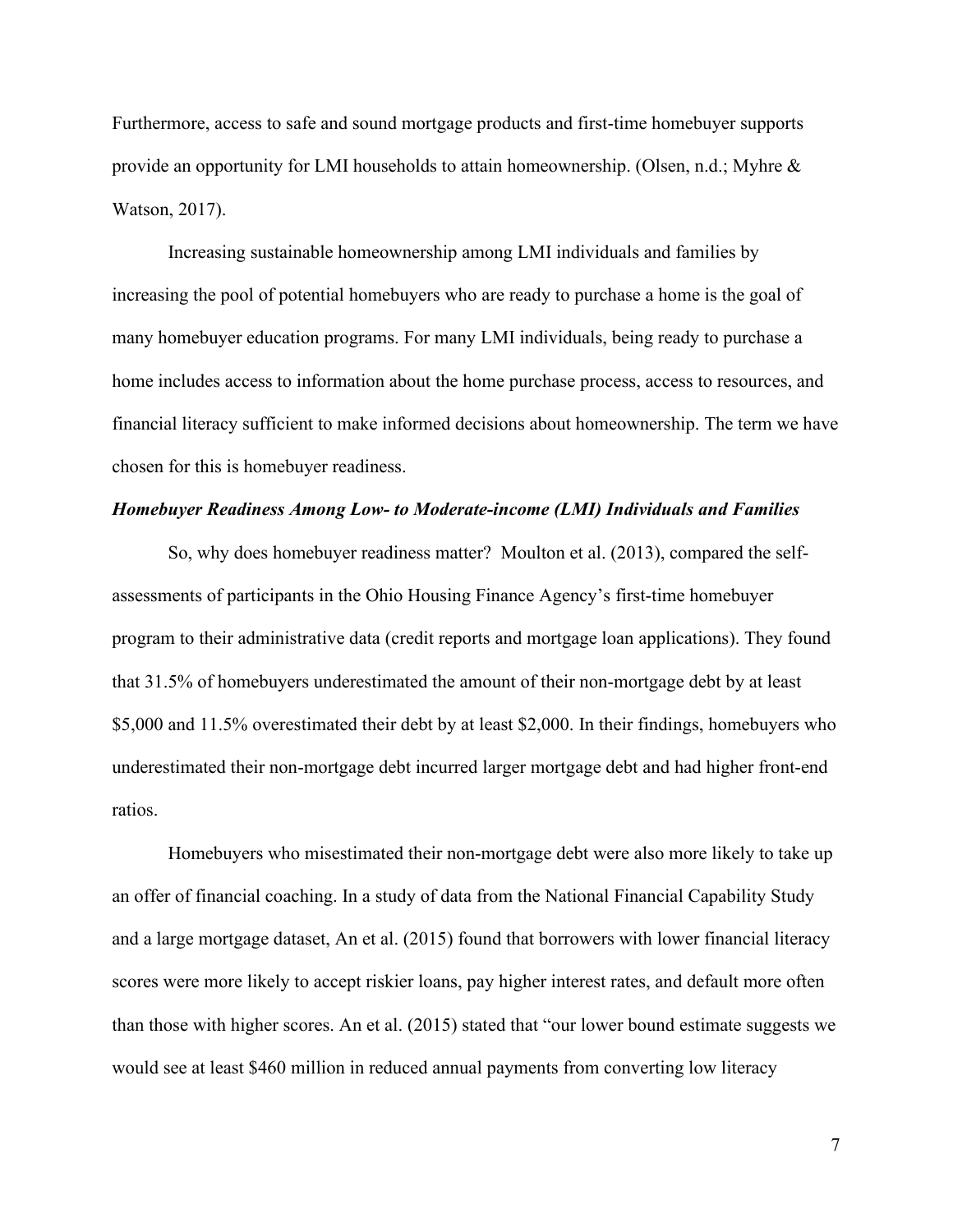Furthermore, access to safe and sound mortgage products and first-time homebuyer supports provide an opportunity for LMI households to attain homeownership. (Olsen, n.d.; Myhre & Watson, 2017).

Increasing sustainable homeownership among LMI individuals and families by increasing the pool of potential homebuyers who are ready to purchase a home is the goal of many homebuyer education programs. For many LMI individuals, being ready to purchase a home includes access to information about the home purchase process, access to resources, and financial literacy sufficient to make informed decisions about homeownership. The term we have chosen for this is homebuyer readiness.

### ***Homebuyer Readiness Among Low- to Moderate-income (LMI) Individuals and Families***

So, why does homebuyer readiness matter? Moulton et al. (2013), compared the self-assessments of participants in the Ohio Housing Finance Agency's first-time homebuyer program to their administrative data (credit reports and mortgage loan applications). They found that 31.5% of homebuyers underestimated the amount of their non-mortgage debt by at least $5,000 and 11.5% overestimated their debt by at least $2,000. In their findings, homebuyers who underestimated their non-mortgage debt incurred larger mortgage debt and had higher front-end ratios.

Homebuyers who misestimated their non-mortgage debt were also more likely to take up an offer of financial coaching. In a study of data from the National Financial Capability Study and a large mortgage dataset, An et al. (2015) found that borrowers with lower financial literacy scores were more likely to accept riskier loans, pay higher interest rates, and default more often than those with higher scores. An et al. (2015) stated that "our lower bound estimate suggests we would see at least $460 million in reduced annual payments from converting low literacy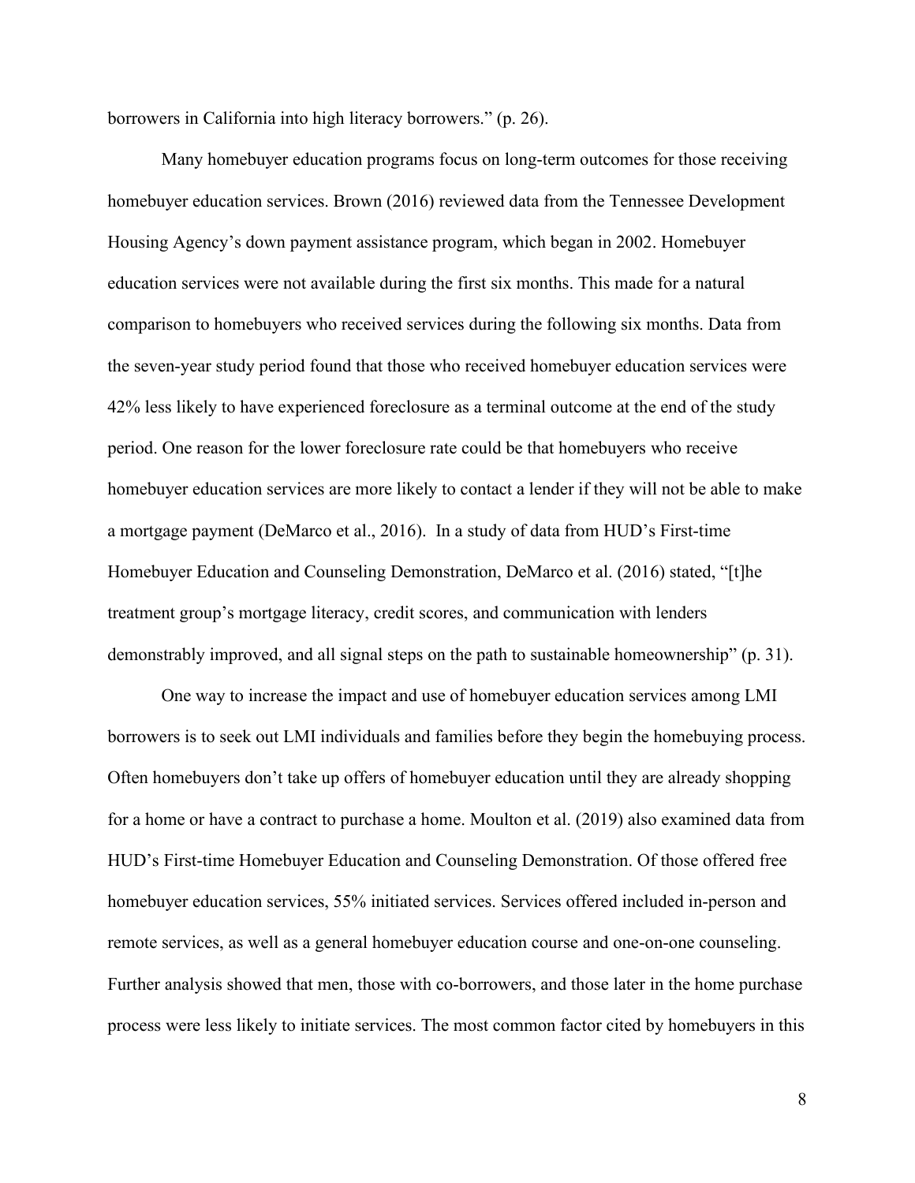borrowers in California into high literacy borrowers." (p. 26).

Many homebuyer education programs focus on long-term outcomes for those receiving homebuyer education services. Brown (2016) reviewed data from the Tennessee Development Housing Agency's down payment assistance program, which began in 2002. Homebuyer education services were not available during the first six months. This made for a natural comparison to homebuyers who received services during the following six months. Data from the seven-year study period found that those who received homebuyer education services were 42% less likely to have experienced foreclosure as a terminal outcome at the end of the study period. One reason for the lower foreclosure rate could be that homebuyers who receive homebuyer education services are more likely to contact a lender if they will not be able to make a mortgage payment (DeMarco et al., 2016). In a study of data from HUD's First-time Homebuyer Education and Counseling Demonstration, DeMarco et al. (2016) stated, "[t]he treatment group's mortgage literacy, credit scores, and communication with lenders demonstrably improved, and all signal steps on the path to sustainable homeownership" (p. 31).

One way to increase the impact and use of homebuyer education services among LMI borrowers is to seek out LMI individuals and families before they begin the homebuying process. Often homebuyers don't take up offers of homebuyer education until they are already shopping for a home or have a contract to purchase a home. Moulton et al. (2019) also examined data from HUD's First-time Homebuyer Education and Counseling Demonstration. Of those offered free homebuyer education services, 55% initiated services. Services offered included in-person and remote services, as well as a general homebuyer education course and one-on-one counseling. Further analysis showed that men, those with co-borrowers, and those later in the home purchase process were less likely to initiate services. The most common factor cited by homebuyers in this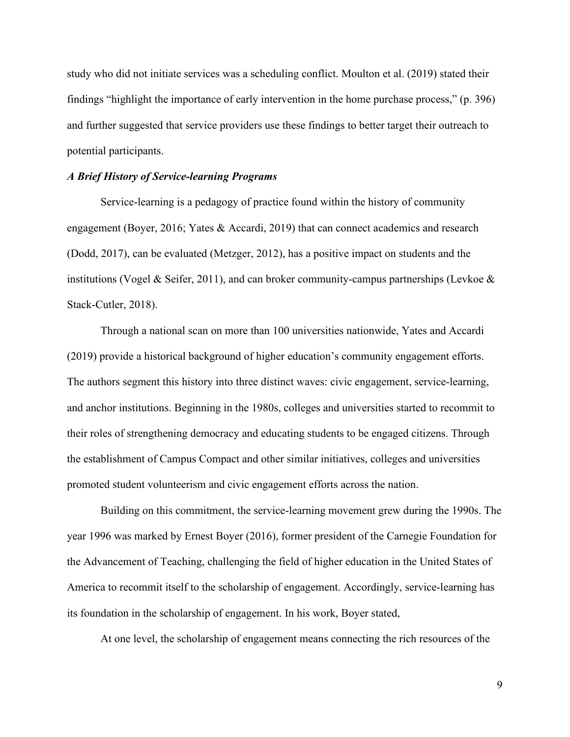study who did not initiate services was a scheduling conflict. Moulton et al. (2019) stated their findings "highlight the importance of early intervention in the home purchase process," (p. 396) and further suggested that service providers use these findings to better target their outreach to potential participants.

### *A Brief History of Service-learning Programs*

Service-learning is a pedagogy of practice found within the history of community engagement (Boyer, 2016; Yates & Accardi, 2019) that can connect academics and research (Dodd, 2017), can be evaluated (Metzger, 2012), has a positive impact on students and the institutions (Vogel & Seifer, 2011), and can broker community-campus partnerships (Levkoe & Stack-Cutler, 2018).

Through a national scan on more than 100 universities nationwide, Yates and Accardi (2019) provide a historical background of higher education's community engagement efforts. The authors segment this history into three distinct waves: civic engagement, service-learning, and anchor institutions. Beginning in the 1980s, colleges and universities started to recommit to their roles of strengthening democracy and educating students to be engaged citizens. Through the establishment of Campus Compact and other similar initiatives, colleges and universities promoted student volunteerism and civic engagement efforts across the nation.

Building on this commitment, the service-learning movement grew during the 1990s. The year 1996 was marked by Ernest Boyer (2016), former president of the Carnegie Foundation for the Advancement of Teaching, challenging the field of higher education in the United States of America to recommit itself to the scholarship of engagement. Accordingly, service-learning has its foundation in the scholarship of engagement. In his work, Boyer stated,

At one level, the scholarship of engagement means connecting the rich resources of the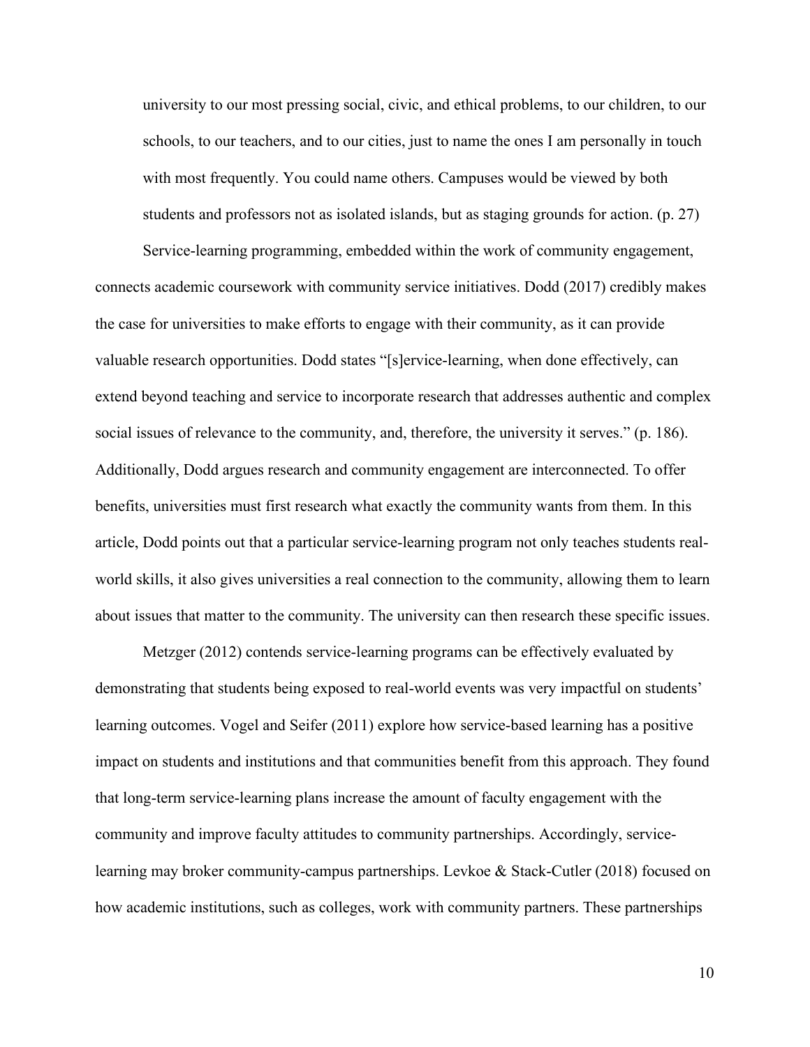> university to our most pressing social, civic, and ethical problems, to our children, to our schools, to our teachers, and to our cities, just to name the ones I am personally in touch with most frequently. You could name others. Campuses would be viewed by both students and professors not as isolated islands, but as staging grounds for action. (p. 27)

Service-learning programming, embedded within the work of community engagement, connects academic coursework with community service initiatives. Dodd (2017) credibly makes the case for universities to make efforts to engage with their community, as it can provide valuable research opportunities. Dodd states "[s]ervice-learning, when done effectively, can extend beyond teaching and service to incorporate research that addresses authentic and complex social issues of relevance to the community, and, therefore, the university it serves." (p. 186). Additionally, Dodd argues research and community engagement are interconnected. To offer benefits, universities must first research what exactly the community wants from them. In this article, Dodd points out that a particular service-learning program not only teaches students real-world skills, it also gives universities a real connection to the community, allowing them to learn about issues that matter to the community. The university can then research these specific issues.

Metzger (2012) contends service-learning programs can be effectively evaluated by demonstrating that students being exposed to real-world events was very impactful on students' learning outcomes. Vogel and Seifer (2011) explore how service-based learning has a positive impact on students and institutions and that communities benefit from this approach. They found that long-term service-learning plans increase the amount of faculty engagement with the community and improve faculty attitudes to community partnerships. Accordingly, service-learning may broker community-campus partnerships. Levkoe & Stack-Cutler (2018) focused on how academic institutions, such as colleges, work with community partners. These partnerships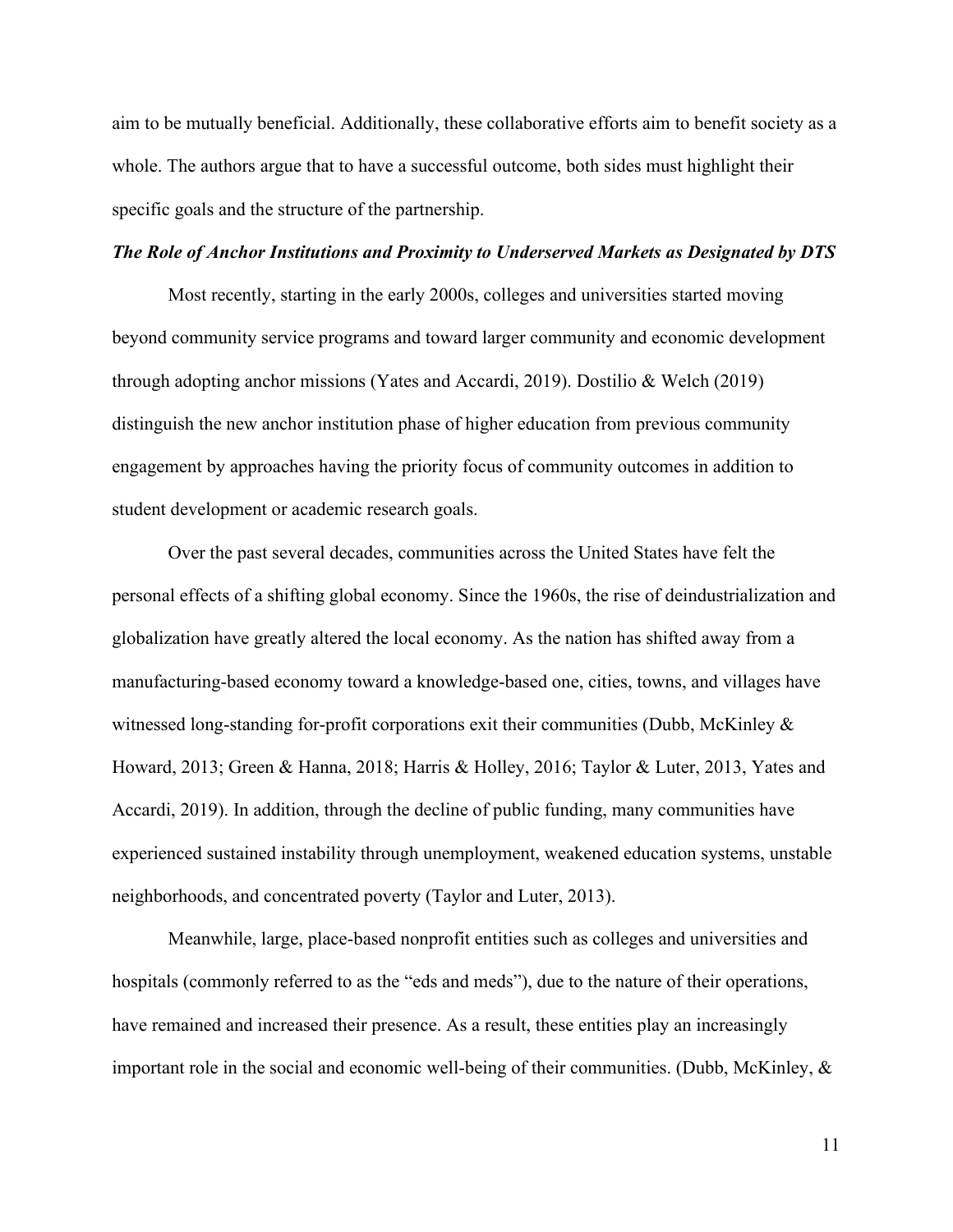aim to be mutually beneficial. Additionally, these collaborative efforts aim to benefit society as a whole. The authors argue that to have a successful outcome, both sides must highlight their specific goals and the structure of the partnership.

***The Role of Anchor Institutions and Proximity to Underserved Markets as Designated by DTS***

Most recently, starting in the early 2000s, colleges and universities started moving beyond community service programs and toward larger community and economic development through adopting anchor missions (Yates and Accardi, 2019). Dostilio & Welch (2019) distinguish the new anchor institution phase of higher education from previous community engagement by approaches having the priority focus of community outcomes in addition to student development or academic research goals.

Over the past several decades, communities across the United States have felt the personal effects of a shifting global economy. Since the 1960s, the rise of deindustrialization and globalization have greatly altered the local economy. As the nation has shifted away from a manufacturing-based economy toward a knowledge-based one, cities, towns, and villages have witnessed long-standing for-profit corporations exit their communities (Dubb, McKinley & Howard, 2013; Green & Hanna, 2018; Harris & Holley, 2016; Taylor & Luter, 2013, Yates and Accardi, 2019). In addition, through the decline of public funding, many communities have experienced sustained instability through unemployment, weakened education systems, unstable neighborhoods, and concentrated poverty (Taylor and Luter, 2013).

Meanwhile, large, place-based nonprofit entities such as colleges and universities and hospitals (commonly referred to as the "eds and meds"), due to the nature of their operations, have remained and increased their presence. As a result, these entities play an increasingly important role in the social and economic well-being of their communities. (Dubb, McKinley, &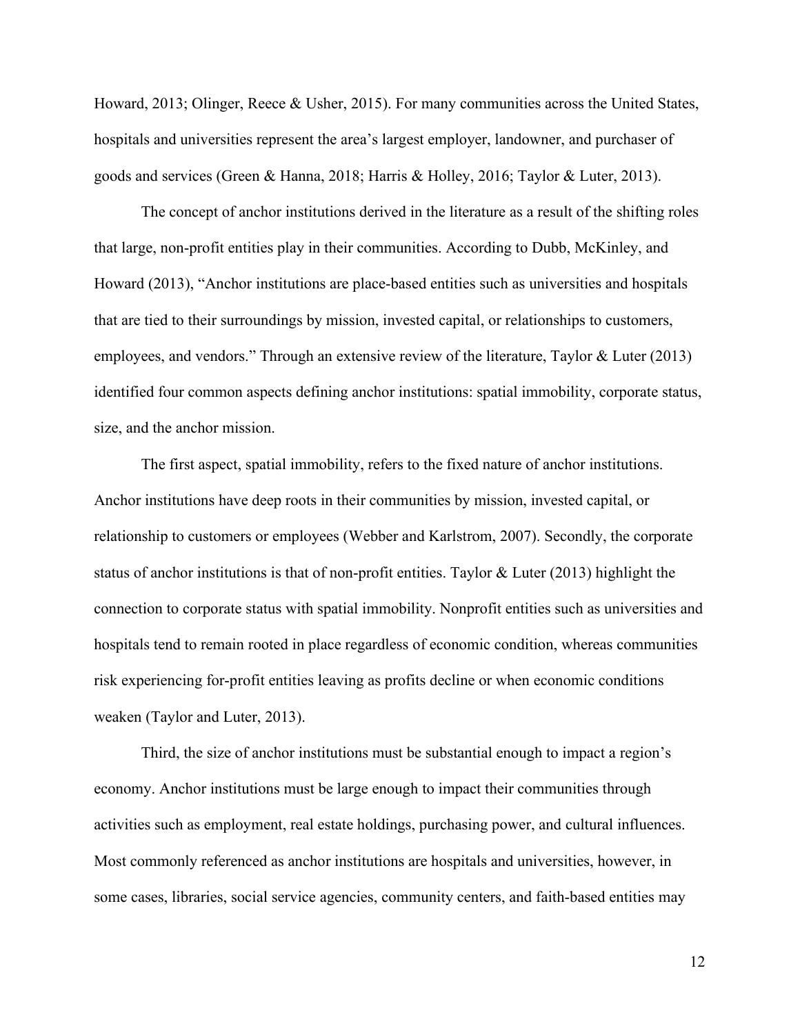Howard, 2013; Olinger, Reece & Usher, 2015). For many communities across the United States, hospitals and universities represent the area's largest employer, landowner, and purchaser of goods and services (Green & Hanna, 2018; Harris & Holley, 2016; Taylor & Luter, 2013).

The concept of anchor institutions derived in the literature as a result of the shifting roles that large, non-profit entities play in their communities. According to Dubb, McKinley, and Howard (2013), "Anchor institutions are place-based entities such as universities and hospitals that are tied to their surroundings by mission, invested capital, or relationships to customers, employees, and vendors." Through an extensive review of the literature, Taylor & Luter (2013) identified four common aspects defining anchor institutions: spatial immobility, corporate status, size, and the anchor mission.

The first aspect, spatial immobility, refers to the fixed nature of anchor institutions. Anchor institutions have deep roots in their communities by mission, invested capital, or relationship to customers or employees (Webber and Karlstrom, 2007). Secondly, the corporate status of anchor institutions is that of non-profit entities. Taylor & Luter (2013) highlight the connection to corporate status with spatial immobility. Nonprofit entities such as universities and hospitals tend to remain rooted in place regardless of economic condition, whereas communities risk experiencing for-profit entities leaving as profits decline or when economic conditions weaken (Taylor and Luter, 2013).

Third, the size of anchor institutions must be substantial enough to impact a region's economy. Anchor institutions must be large enough to impact their communities through activities such as employment, real estate holdings, purchasing power, and cultural influences. Most commonly referenced as anchor institutions are hospitals and universities, however, in some cases, libraries, social service agencies, community centers, and faith-based entities may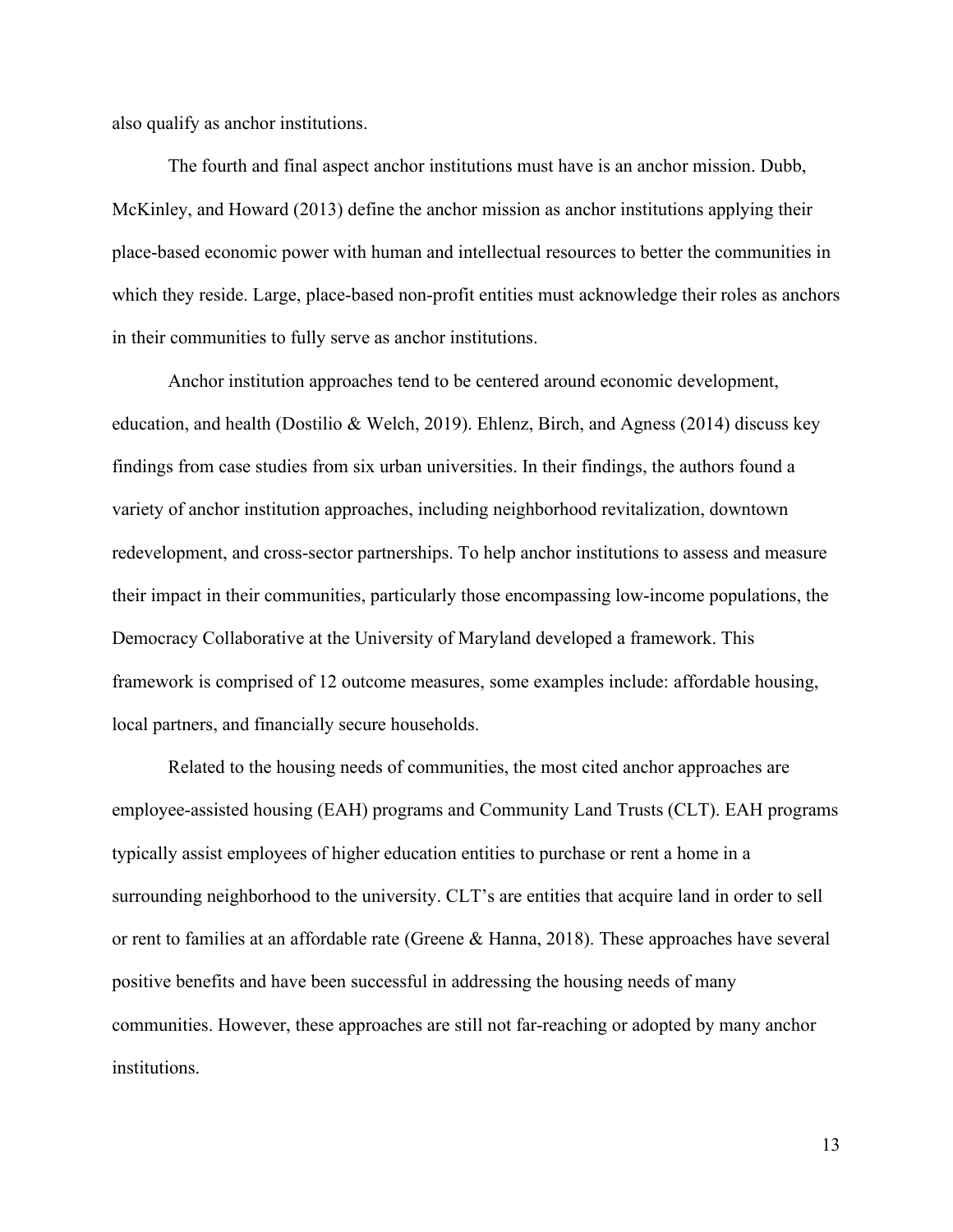also qualify as anchor institutions.

The fourth and final aspect anchor institutions must have is an anchor mission. Dubb, McKinley, and Howard (2013) define the anchor mission as anchor institutions applying their place-based economic power with human and intellectual resources to better the communities in which they reside. Large, place-based non-profit entities must acknowledge their roles as anchors in their communities to fully serve as anchor institutions.

Anchor institution approaches tend to be centered around economic development, education, and health (Dostilio & Welch, 2019). Ehlenz, Birch, and Agness (2014) discuss key findings from case studies from six urban universities. In their findings, the authors found a variety of anchor institution approaches, including neighborhood revitalization, downtown redevelopment, and cross-sector partnerships. To help anchor institutions to assess and measure their impact in their communities, particularly those encompassing low-income populations, the Democracy Collaborative at the University of Maryland developed a framework. This framework is comprised of 12 outcome measures, some examples include: affordable housing, local partners, and financially secure households.

Related to the housing needs of communities, the most cited anchor approaches are employee-assisted housing (EAH) programs and Community Land Trusts (CLT). EAH programs typically assist employees of higher education entities to purchase or rent a home in a surrounding neighborhood to the university. CLT's are entities that acquire land in order to sell or rent to families at an affordable rate (Greene & Hanna, 2018). These approaches have several positive benefits and have been successful in addressing the housing needs of many communities. However, these approaches are still not far-reaching or adopted by many anchor institutions.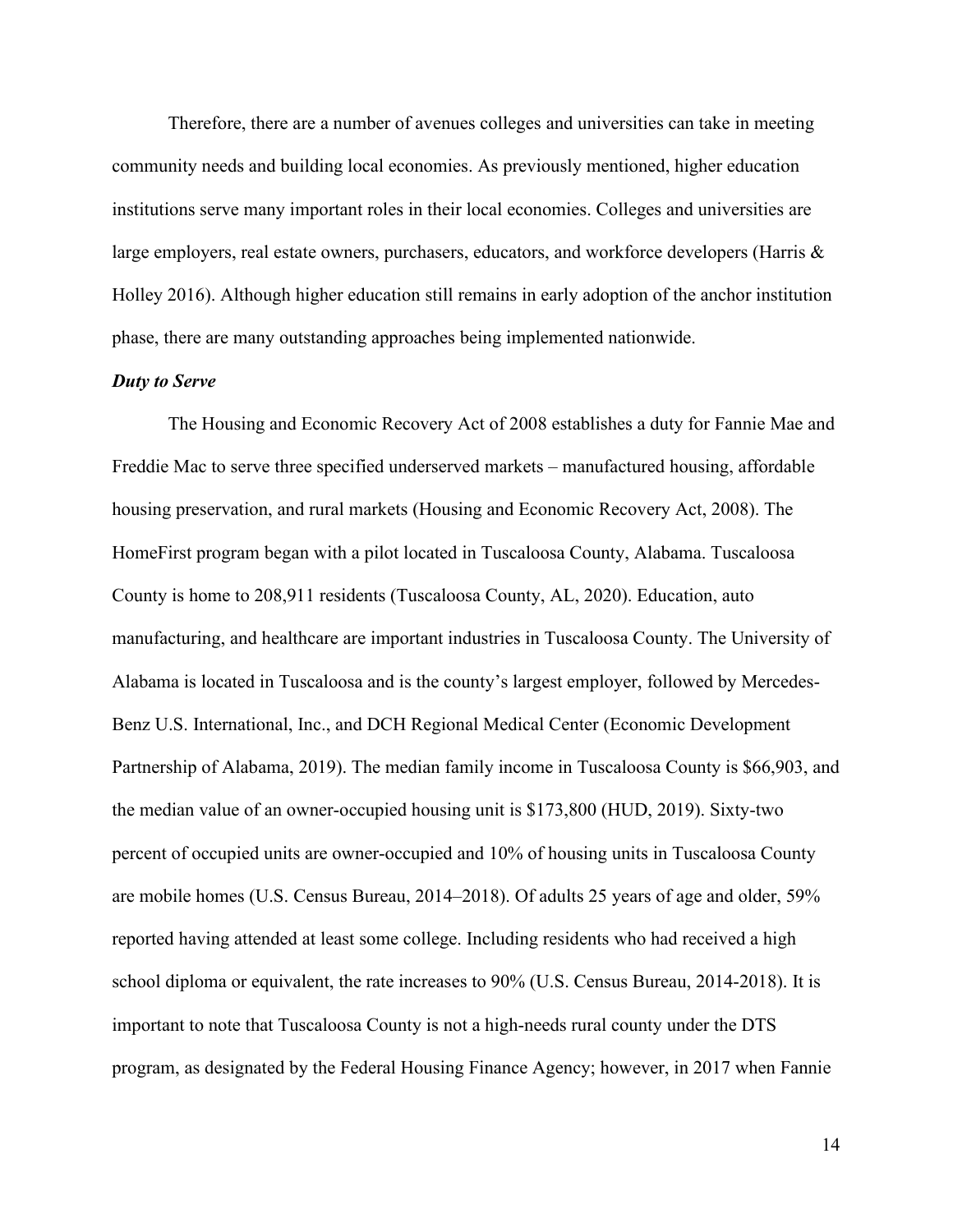Therefore, there are a number of avenues colleges and universities can take in meeting community needs and building local economies. As previously mentioned, higher education institutions serve many important roles in their local economies. Colleges and universities are large employers, real estate owners, purchasers, educators, and workforce developers (Harris & Holley 2016). Although higher education still remains in early adoption of the anchor institution phase, there are many outstanding approaches being implemented nationwide.

***Duty to Serve***

The Housing and Economic Recovery Act of 2008 establishes a duty for Fannie Mae and Freddie Mac to serve three specified underserved markets – manufactured housing, affordable housing preservation, and rural markets (Housing and Economic Recovery Act, 2008). The HomeFirst program began with a pilot located in Tuscaloosa County, Alabama. Tuscaloosa County is home to 208,911 residents (Tuscaloosa County, AL, 2020). Education, auto manufacturing, and healthcare are important industries in Tuscaloosa County. The University of Alabama is located in Tuscaloosa and is the county's largest employer, followed by Mercedes-Benz U.S. International, Inc., and DCH Regional Medical Center (Economic Development Partnership of Alabama, 2019). The median family income in Tuscaloosa County is $66,903, and the median value of an owner-occupied housing unit is $173,800 (HUD, 2019). Sixty-two percent of occupied units are owner-occupied and 10% of housing units in Tuscaloosa County are mobile homes (U.S. Census Bureau, 2014–2018). Of adults 25 years of age and older, 59% reported having attended at least some college. Including residents who had received a high school diploma or equivalent, the rate increases to 90% (U.S. Census Bureau, 2014-2018). It is important to note that Tuscaloosa County is not a high-needs rural county under the DTS program, as designated by the Federal Housing Finance Agency; however, in 2017 when Fannie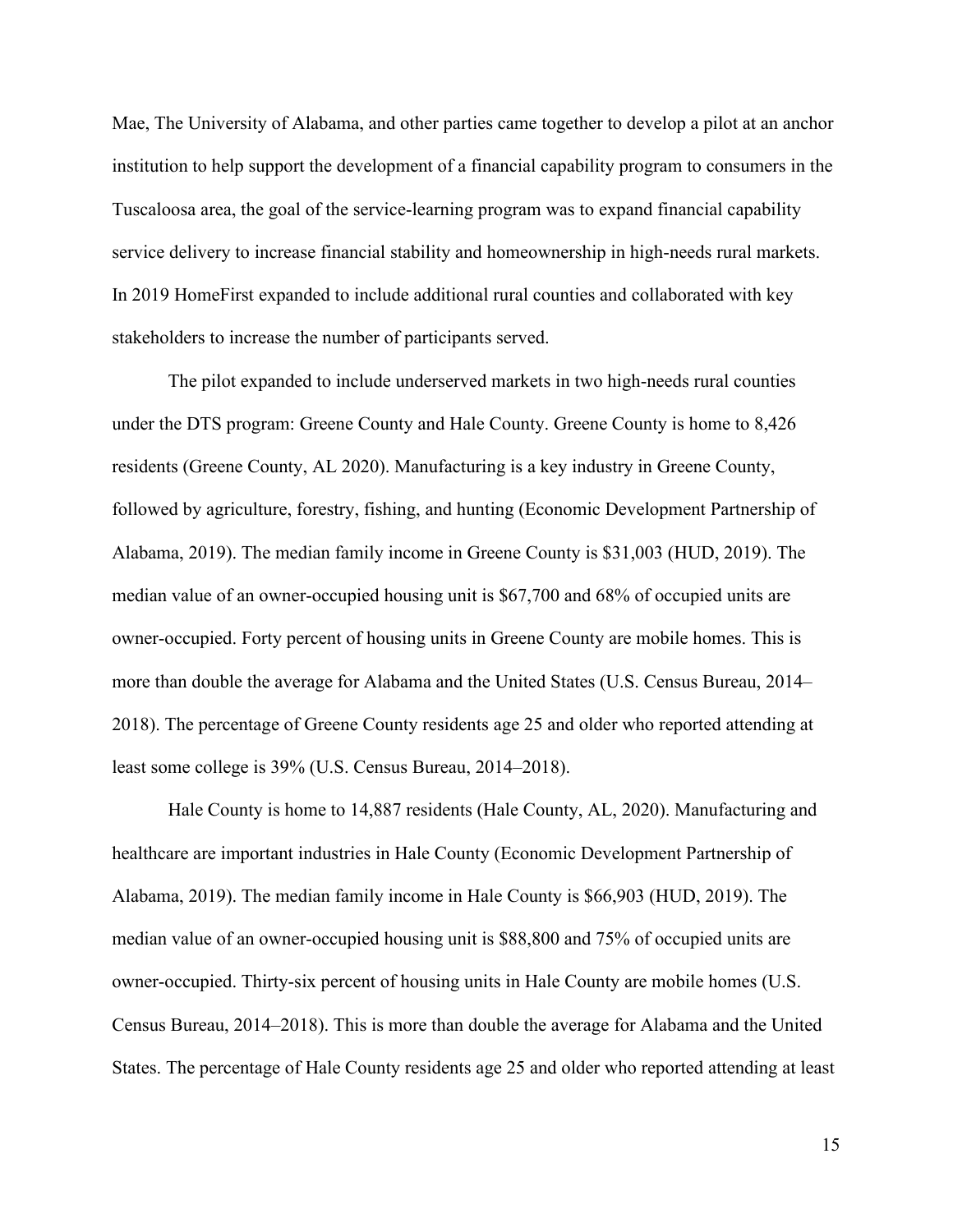Mae, The University of Alabama, and other parties came together to develop a pilot at an anchor institution to help support the development of a financial capability program to consumers in the Tuscaloosa area, the goal of the service-learning program was to expand financial capability service delivery to increase financial stability and homeownership in high-needs rural markets. In 2019 HomeFirst expanded to include additional rural counties and collaborated with key stakeholders to increase the number of participants served.

The pilot expanded to include underserved markets in two high-needs rural counties under the DTS program: Greene County and Hale County. Greene County is home to 8,426 residents (Greene County, AL 2020). Manufacturing is a key industry in Greene County, followed by agriculture, forestry, fishing, and hunting (Economic Development Partnership of Alabama, 2019). The median family income in Greene County is $31,003 (HUD, 2019). The median value of an owner-occupied housing unit is $67,700 and 68% of occupied units are owner-occupied. Forty percent of housing units in Greene County are mobile homes. This is more than double the average for Alabama and the United States (U.S. Census Bureau, 2014–2018). The percentage of Greene County residents age 25 and older who reported attending at least some college is 39% (U.S. Census Bureau, 2014–2018).

Hale County is home to 14,887 residents (Hale County, AL, 2020). Manufacturing and healthcare are important industries in Hale County (Economic Development Partnership of Alabama, 2019). The median family income in Hale County is $66,903 (HUD, 2019). The median value of an owner-occupied housing unit is $88,800 and 75% of occupied units are owner-occupied. Thirty-six percent of housing units in Hale County are mobile homes (U.S. Census Bureau, 2014–2018). This is more than double the average for Alabama and the United States. The percentage of Hale County residents age 25 and older who reported attending at least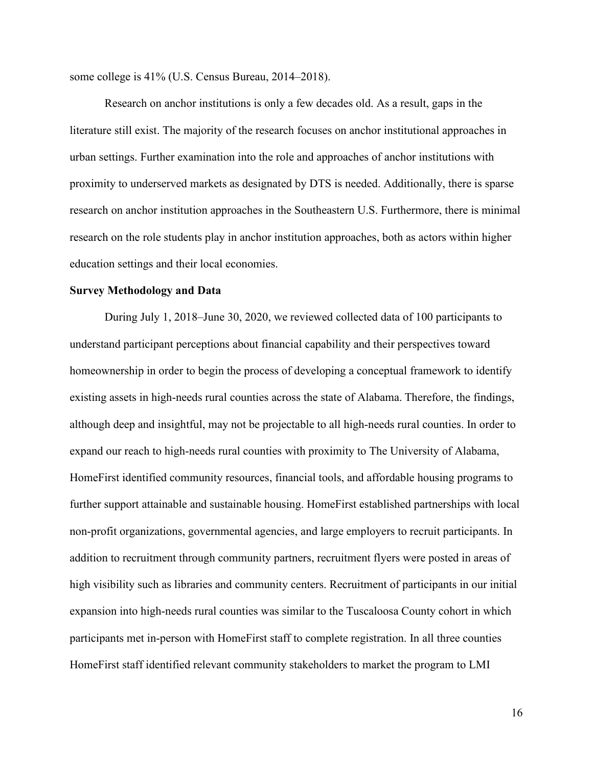some college is 41% (U.S. Census Bureau, 2014–2018).

Research on anchor institutions is only a few decades old. As a result, gaps in the literature still exist. The majority of the research focuses on anchor institutional approaches in urban settings. Further examination into the role and approaches of anchor institutions with proximity to underserved markets as designated by DTS is needed. Additionally, there is sparse research on anchor institution approaches in the Southeastern U.S. Furthermore, there is minimal research on the role students play in anchor institution approaches, both as actors within higher education settings and their local economies.

**Survey Methodology and Data**

During July 1, 2018–June 30, 2020, we reviewed collected data of 100 participants to understand participant perceptions about financial capability and their perspectives toward homeownership in order to begin the process of developing a conceptual framework to identify existing assets in high-needs rural counties across the state of Alabama. Therefore, the findings, although deep and insightful, may not be projectable to all high-needs rural counties. In order to expand our reach to high-needs rural counties with proximity to The University of Alabama, HomeFirst identified community resources, financial tools, and affordable housing programs to further support attainable and sustainable housing. HomeFirst established partnerships with local non-profit organizations, governmental agencies, and large employers to recruit participants. In addition to recruitment through community partners, recruitment flyers were posted in areas of high visibility such as libraries and community centers. Recruitment of participants in our initial expansion into high-needs rural counties was similar to the Tuscaloosa County cohort in which participants met in-person with HomeFirst staff to complete registration. In all three counties HomeFirst staff identified relevant community stakeholders to market the program to LMI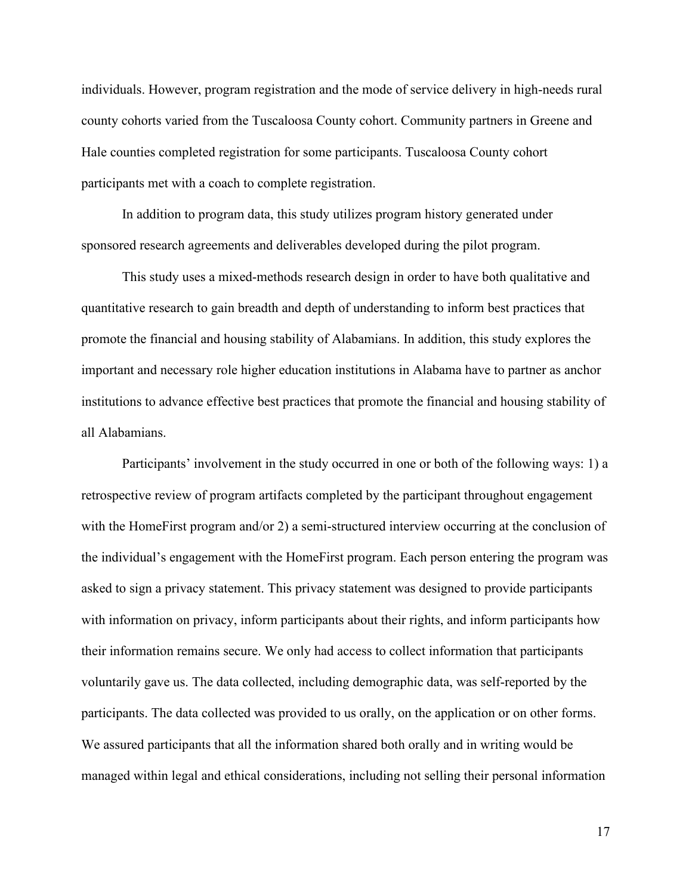individuals. However, program registration and the mode of service delivery in high-needs rural county cohorts varied from the Tuscaloosa County cohort. Community partners in Greene and Hale counties completed registration for some participants. Tuscaloosa County cohort participants met with a coach to complete registration.

In addition to program data, this study utilizes program history generated under sponsored research agreements and deliverables developed during the pilot program.

This study uses a mixed-methods research design in order to have both qualitative and quantitative research to gain breadth and depth of understanding to inform best practices that promote the financial and housing stability of Alabamians. In addition, this study explores the important and necessary role higher education institutions in Alabama have to partner as anchor institutions to advance effective best practices that promote the financial and housing stability of all Alabamians.

Participants' involvement in the study occurred in one or both of the following ways: 1) a retrospective review of program artifacts completed by the participant throughout engagement with the HomeFirst program and/or 2) a semi-structured interview occurring at the conclusion of the individual's engagement with the HomeFirst program. Each person entering the program was asked to sign a privacy statement. This privacy statement was designed to provide participants with information on privacy, inform participants about their rights, and inform participants how their information remains secure. We only had access to collect information that participants voluntarily gave us. The data collected, including demographic data, was self-reported by the participants. The data collected was provided to us orally, on the application or on other forms. We assured participants that all the information shared both orally and in writing would be managed within legal and ethical considerations, including not selling their personal information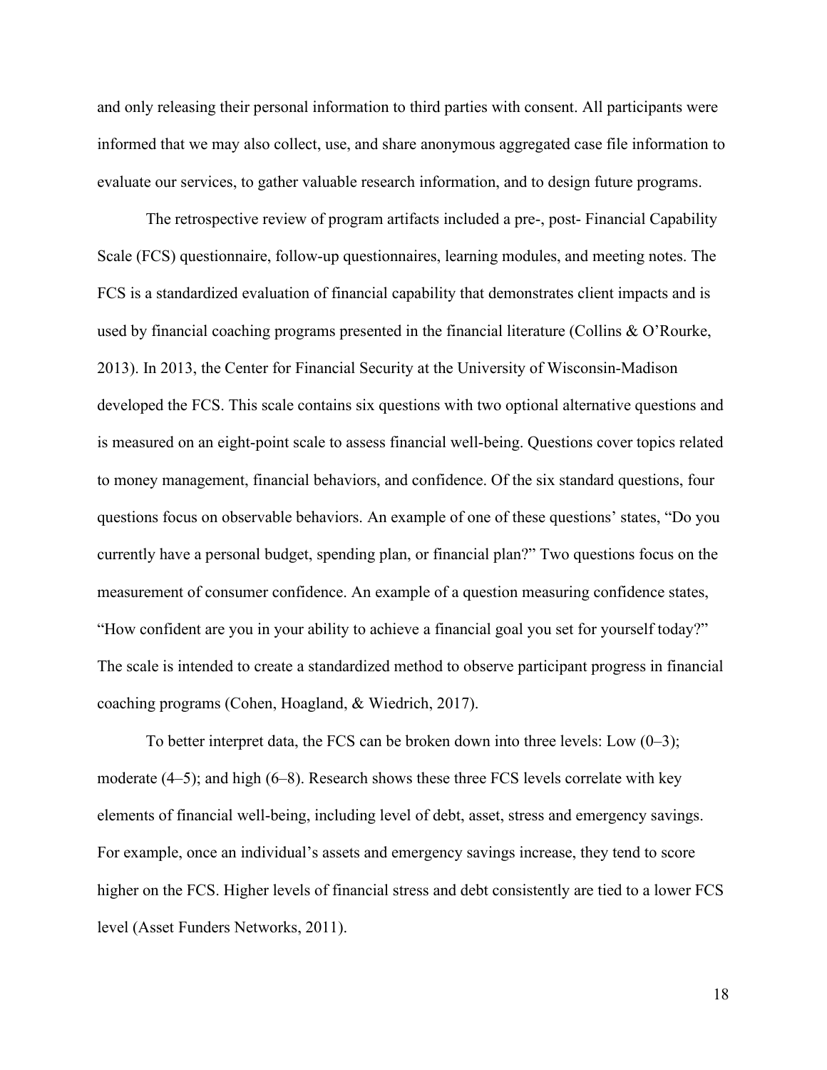and only releasing their personal information to third parties with consent. All participants were informed that we may also collect, use, and share anonymous aggregated case file information to evaluate our services, to gather valuable research information, and to design future programs.

The retrospective review of program artifacts included a pre-, post- Financial Capability Scale (FCS) questionnaire, follow-up questionnaires, learning modules, and meeting notes. The FCS is a standardized evaluation of financial capability that demonstrates client impacts and is used by financial coaching programs presented in the financial literature (Collins & O'Rourke, 2013). In 2013, the Center for Financial Security at the University of Wisconsin-Madison developed the FCS. This scale contains six questions with two optional alternative questions and is measured on an eight-point scale to assess financial well-being. Questions cover topics related to money management, financial behaviors, and confidence. Of the six standard questions, four questions focus on observable behaviors. An example of one of these questions' states, "Do you currently have a personal budget, spending plan, or financial plan?" Two questions focus on the measurement of consumer confidence. An example of a question measuring confidence states, "How confident are you in your ability to achieve a financial goal you set for yourself today?" The scale is intended to create a standardized method to observe participant progress in financial coaching programs (Cohen, Hoagland, & Wiedrich, 2017).

To better interpret data, the FCS can be broken down into three levels: Low (0–3); moderate (4–5); and high (6–8). Research shows these three FCS levels correlate with key elements of financial well-being, including level of debt, asset, stress and emergency savings. For example, once an individual's assets and emergency savings increase, they tend to score higher on the FCS. Higher levels of financial stress and debt consistently are tied to a lower FCS level (Asset Funders Networks, 2011).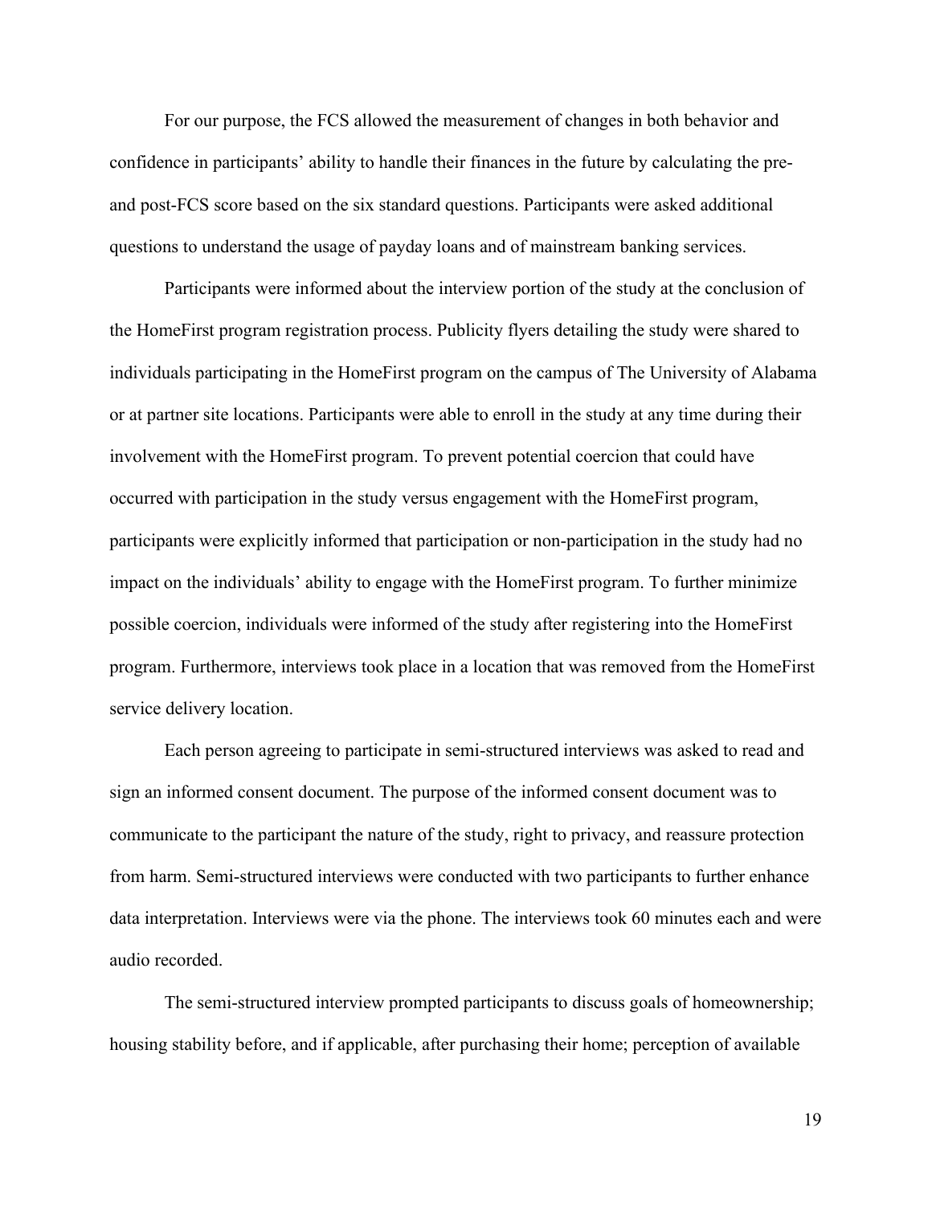For our purpose, the FCS allowed the measurement of changes in both behavior and confidence in participants' ability to handle their finances in the future by calculating the pre- and post-FCS score based on the six standard questions. Participants were asked additional questions to understand the usage of payday loans and of mainstream banking services.

Participants were informed about the interview portion of the study at the conclusion of the HomeFirst program registration process. Publicity flyers detailing the study were shared to individuals participating in the HomeFirst program on the campus of The University of Alabama or at partner site locations. Participants were able to enroll in the study at any time during their involvement with the HomeFirst program. To prevent potential coercion that could have occurred with participation in the study versus engagement with the HomeFirst program, participants were explicitly informed that participation or non-participation in the study had no impact on the individuals' ability to engage with the HomeFirst program. To further minimize possible coercion, individuals were informed of the study after registering into the HomeFirst program. Furthermore, interviews took place in a location that was removed from the HomeFirst service delivery location.

Each person agreeing to participate in semi-structured interviews was asked to read and sign an informed consent document. The purpose of the informed consent document was to communicate to the participant the nature of the study, right to privacy, and reassure protection from harm. Semi-structured interviews were conducted with two participants to further enhance data interpretation. Interviews were via the phone. The interviews took 60 minutes each and were audio recorded.

The semi-structured interview prompted participants to discuss goals of homeownership; housing stability before, and if applicable, after purchasing their home; perception of available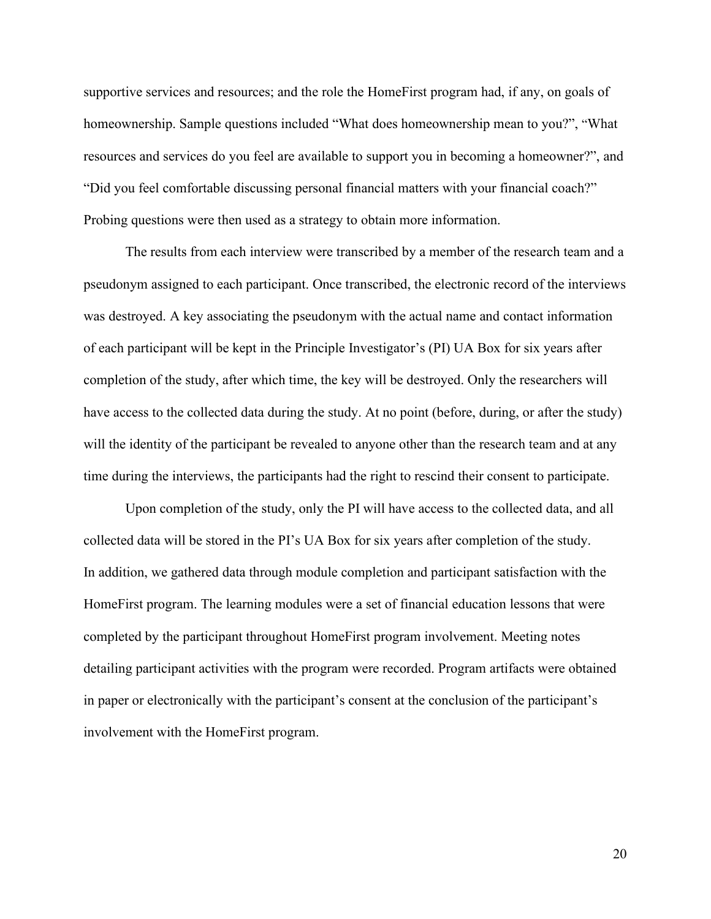supportive services and resources; and the role the HomeFirst program had, if any, on goals of homeownership. Sample questions included "What does homeownership mean to you?", "What resources and services do you feel are available to support you in becoming a homeowner?", and "Did you feel comfortable discussing personal financial matters with your financial coach?" Probing questions were then used as a strategy to obtain more information.

The results from each interview were transcribed by a member of the research team and a pseudonym assigned to each participant. Once transcribed, the electronic record of the interviews was destroyed. A key associating the pseudonym with the actual name and contact information of each participant will be kept in the Principle Investigator's (PI) UA Box for six years after completion of the study, after which time, the key will be destroyed. Only the researchers will have access to the collected data during the study. At no point (before, during, or after the study) will the identity of the participant be revealed to anyone other than the research team and at any time during the interviews, the participants had the right to rescind their consent to participate.

Upon completion of the study, only the PI will have access to the collected data, and all collected data will be stored in the PI's UA Box for six years after completion of the study. In addition, we gathered data through module completion and participant satisfaction with the HomeFirst program. The learning modules were a set of financial education lessons that were completed by the participant throughout HomeFirst program involvement. Meeting notes detailing participant activities with the program were recorded. Program artifacts were obtained in paper or electronically with the participant's consent at the conclusion of the participant's involvement with the HomeFirst program.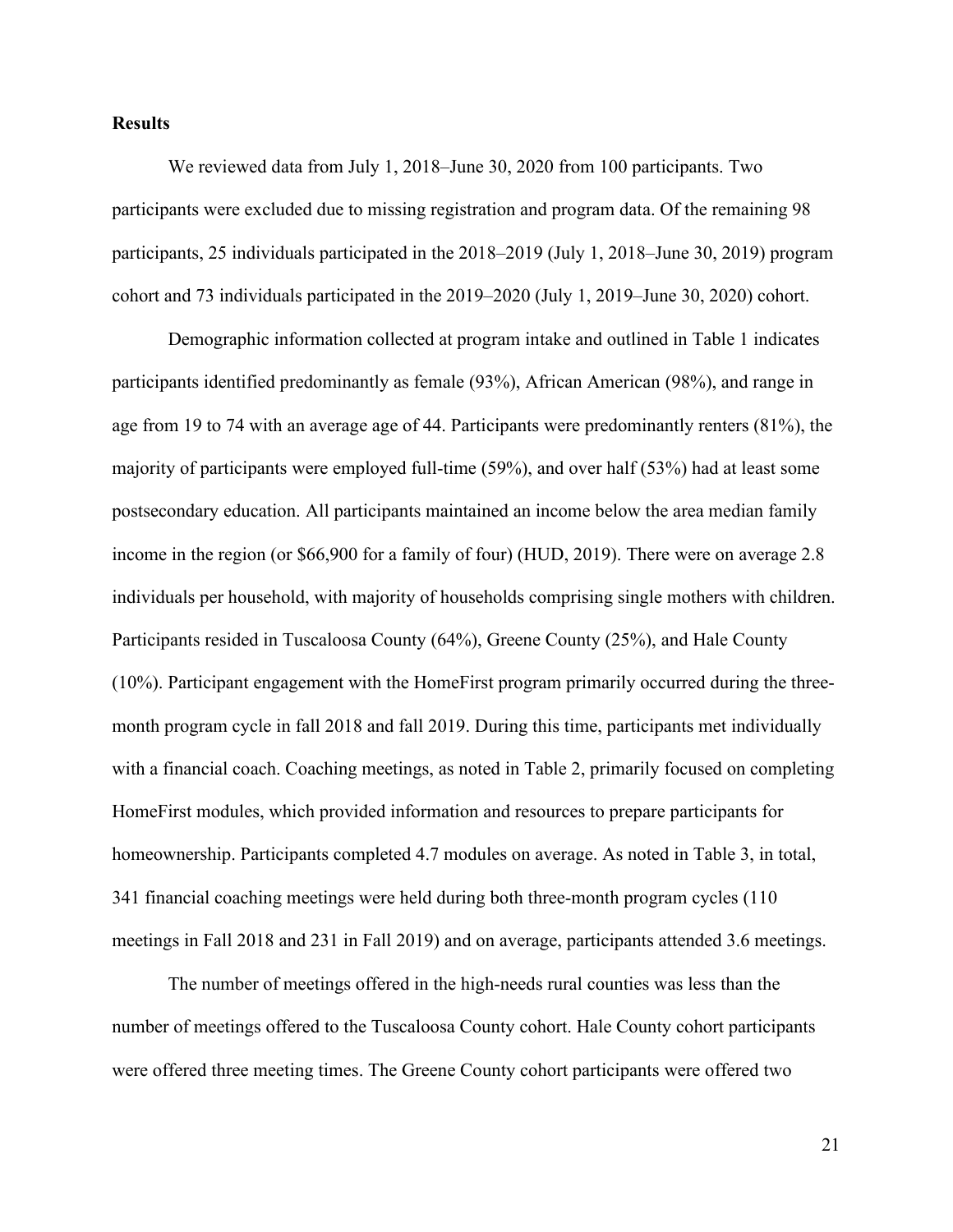**Results**

We reviewed data from July 1, 2018–June 30, 2020 from 100 participants. Two participants were excluded due to missing registration and program data. Of the remaining 98 participants, 25 individuals participated in the 2018–2019 (July 1, 2018–June 30, 2019) program cohort and 73 individuals participated in the 2019–2020 (July 1, 2019–June 30, 2020) cohort.

Demographic information collected at program intake and outlined in Table 1 indicates participants identified predominantly as female (93%), African American (98%), and range in age from 19 to 74 with an average age of 44. Participants were predominantly renters (81%), the majority of participants were employed full-time (59%), and over half (53%) had at least some postsecondary education. All participants maintained an income below the area median family income in the region (or $66,900 for a family of four) (HUD, 2019). There were on average 2.8 individuals per household, with majority of households comprising single mothers with children. Participants resided in Tuscaloosa County (64%), Greene County (25%), and Hale County (10%). Participant engagement with the HomeFirst program primarily occurred during the three-month program cycle in fall 2018 and fall 2019. During this time, participants met individually with a financial coach. Coaching meetings, as noted in Table 2, primarily focused on completing HomeFirst modules, which provided information and resources to prepare participants for homeownership. Participants completed 4.7 modules on average. As noted in Table 3, in total, 341 financial coaching meetings were held during both three-month program cycles (110 meetings in Fall 2018 and 231 in Fall 2019) and on average, participants attended 3.6 meetings.

The number of meetings offered in the high-needs rural counties was less than the number of meetings offered to the Tuscaloosa County cohort. Hale County cohort participants were offered three meeting times. The Greene County cohort participants were offered two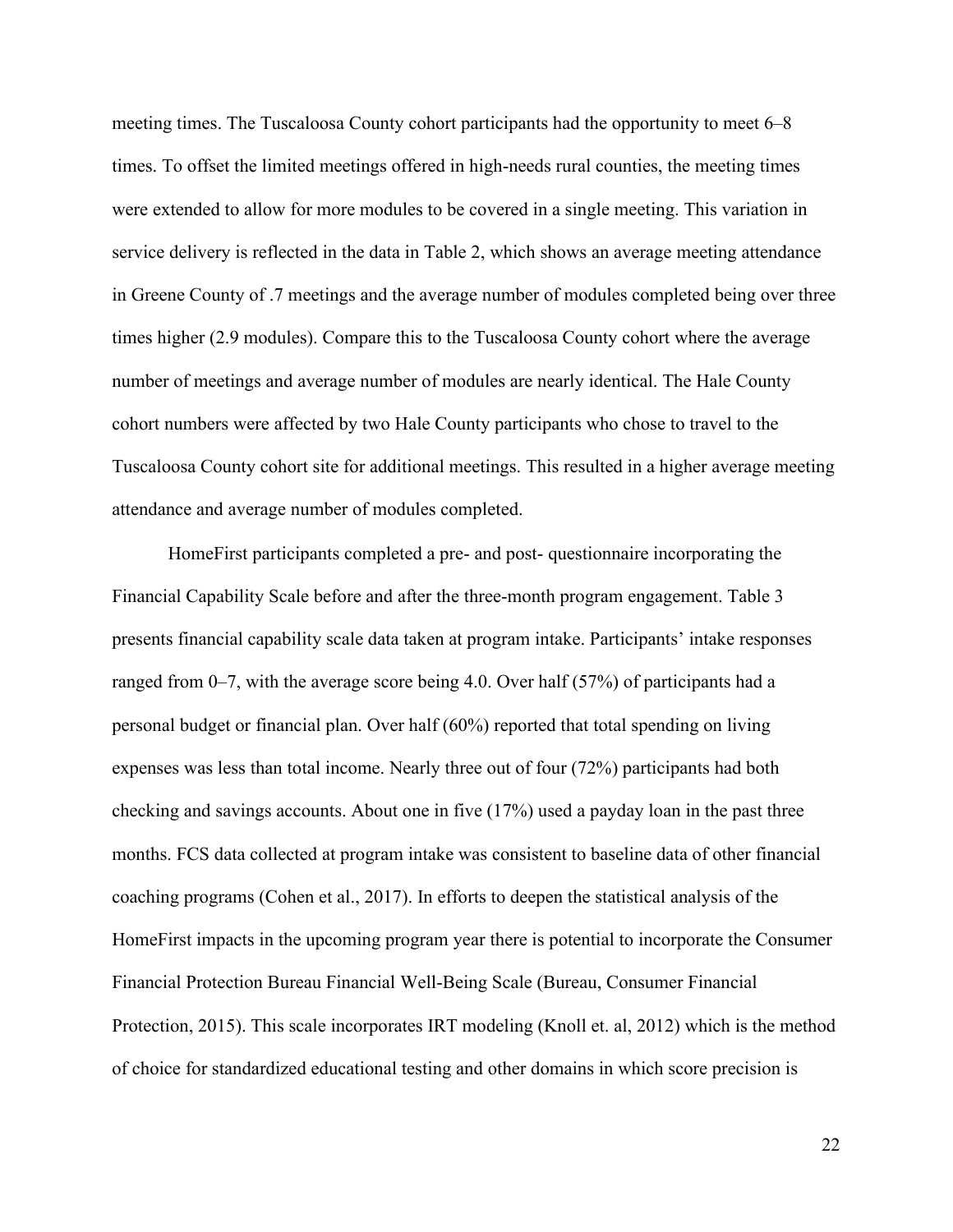meeting times. The Tuscaloosa County cohort participants had the opportunity to meet 6–8 times. To offset the limited meetings offered in high-needs rural counties, the meeting times were extended to allow for more modules to be covered in a single meeting. This variation in service delivery is reflected in the data in Table 2, which shows an average meeting attendance in Greene County of .7 meetings and the average number of modules completed being over three times higher (2.9 modules). Compare this to the Tuscaloosa County cohort where the average number of meetings and average number of modules are nearly identical. The Hale County cohort numbers were affected by two Hale County participants who chose to travel to the Tuscaloosa County cohort site for additional meetings. This resulted in a higher average meeting attendance and average number of modules completed.

HomeFirst participants completed a pre- and post- questionnaire incorporating the Financial Capability Scale before and after the three-month program engagement. Table 3 presents financial capability scale data taken at program intake. Participants' intake responses ranged from 0–7, with the average score being 4.0. Over half (57%) of participants had a personal budget or financial plan. Over half (60%) reported that total spending on living expenses was less than total income. Nearly three out of four (72%) participants had both checking and savings accounts. About one in five (17%) used a payday loan in the past three months. FCS data collected at program intake was consistent to baseline data of other financial coaching programs (Cohen et al., 2017). In efforts to deepen the statistical analysis of the HomeFirst impacts in the upcoming program year there is potential to incorporate the Consumer Financial Protection Bureau Financial Well-Being Scale (Bureau, Consumer Financial Protection, 2015). This scale incorporates IRT modeling (Knoll et. al, 2012) which is the method of choice for standardized educational testing and other domains in which score precision is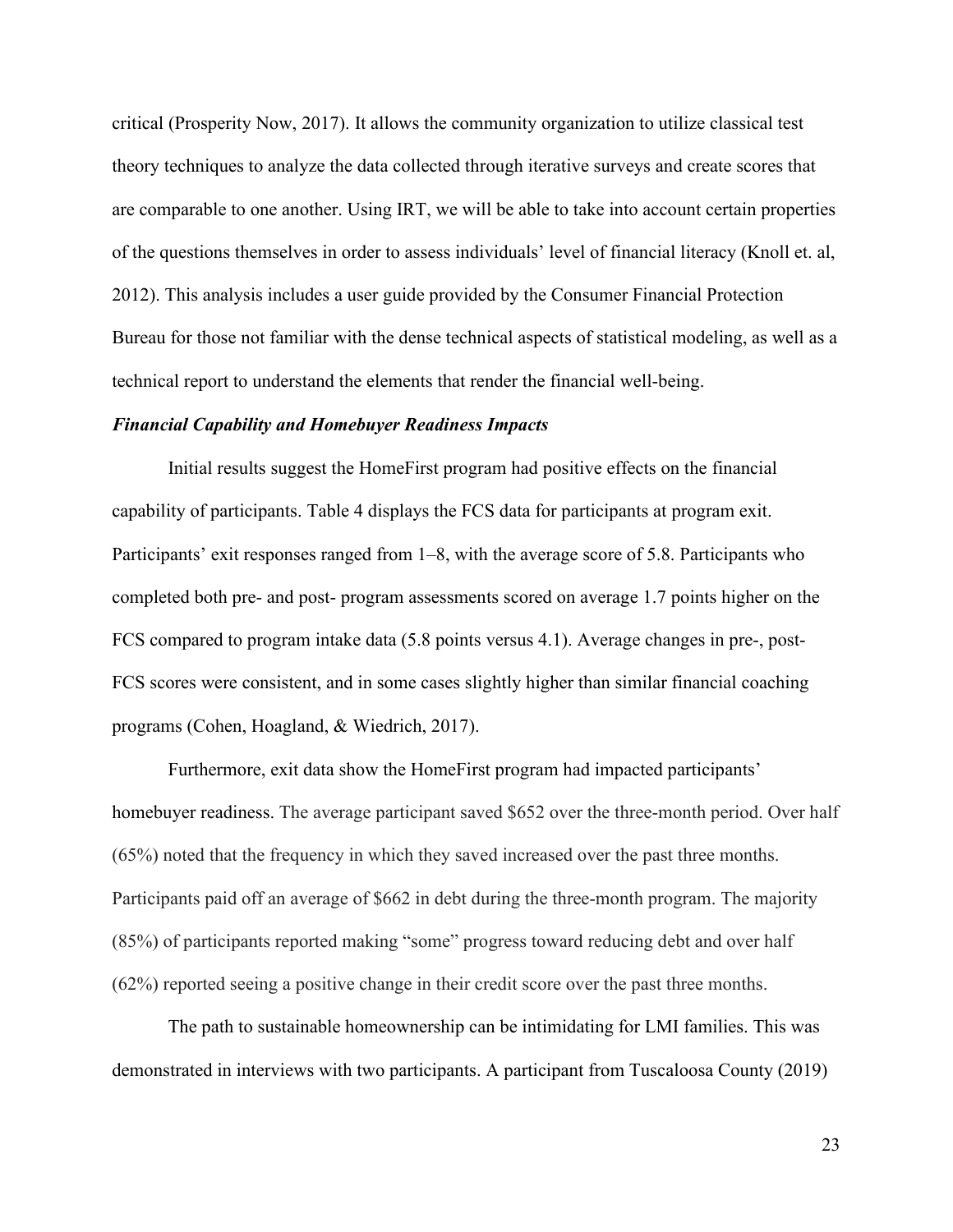critical (Prosperity Now, 2017). It allows the community organization to utilize classical test theory techniques to analyze the data collected through iterative surveys and create scores that are comparable to one another. Using IRT, we will be able to take into account certain properties of the questions themselves in order to assess individuals' level of financial literacy (Knoll et. al, 2012). This analysis includes a user guide provided by the Consumer Financial Protection Bureau for those not familiar with the dense technical aspects of statistical modeling, as well as a technical report to understand the elements that render the financial well-being.

### *Financial Capability and Homebuyer Readiness Impacts*

Initial results suggest the HomeFirst program had positive effects on the financial capability of participants. Table 4 displays the FCS data for participants at program exit. Participants' exit responses ranged from 1–8, with the average score of 5.8. Participants who completed both pre- and post- program assessments scored on average 1.7 points higher on the FCS compared to program intake data (5.8 points versus 4.1). Average changes in pre-, post-FCS scores were consistent, and in some cases slightly higher than similar financial coaching programs (Cohen, Hoagland, & Wiedrich, 2017).

Furthermore, exit data show the HomeFirst program had impacted participants' homebuyer readiness. The average participant saved $652 over the three-month period. Over half (65%) noted that the frequency in which they saved increased over the past three months. Participants paid off an average of $662 in debt during the three-month program. The majority (85%) of participants reported making "some" progress toward reducing debt and over half (62%) reported seeing a positive change in their credit score over the past three months.

The path to sustainable homeownership can be intimidating for LMI families. This was demonstrated in interviews with two participants. A participant from Tuscaloosa County (2019)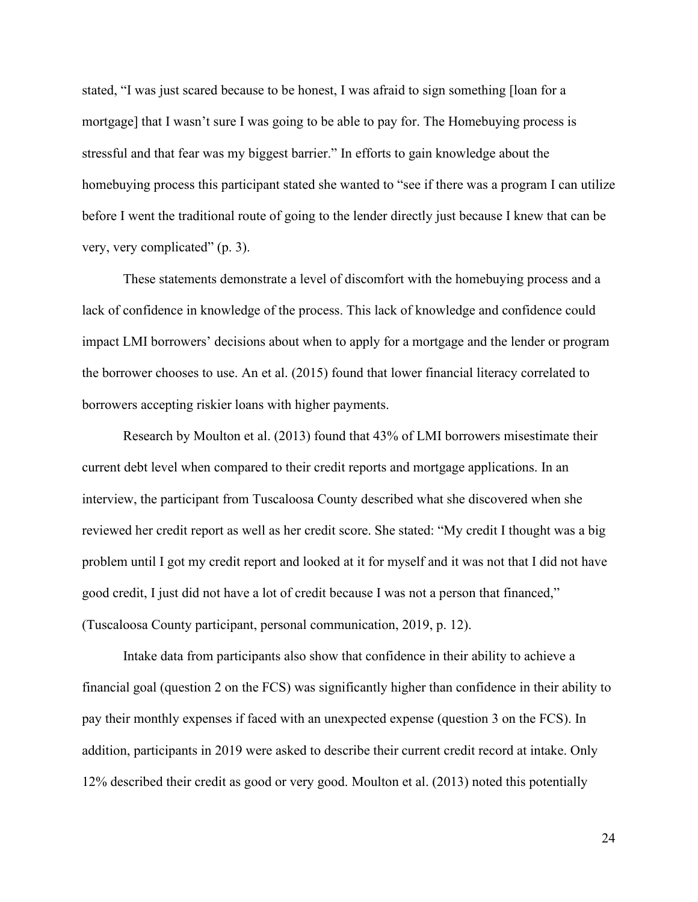stated, "I was just scared because to be honest, I was afraid to sign something [loan for a mortgage] that I wasn't sure I was going to be able to pay for. The Homebuying process is stressful and that fear was my biggest barrier." In efforts to gain knowledge about the homebuying process this participant stated she wanted to "see if there was a program I can utilize before I went the traditional route of going to the lender directly just because I knew that can be very, very complicated" (p. 3).

These statements demonstrate a level of discomfort with the homebuying process and a lack of confidence in knowledge of the process. This lack of knowledge and confidence could impact LMI borrowers' decisions about when to apply for a mortgage and the lender or program the borrower chooses to use. An et al. (2015) found that lower financial literacy correlated to borrowers accepting riskier loans with higher payments.

Research by Moulton et al. (2013) found that 43% of LMI borrowers misestimate their current debt level when compared to their credit reports and mortgage applications. In an interview, the participant from Tuscaloosa County described what she discovered when she reviewed her credit report as well as her credit score. She stated: "My credit I thought was a big problem until I got my credit report and looked at it for myself and it was not that I did not have good credit, I just did not have a lot of credit because I was not a person that financed," (Tuscaloosa County participant, personal communication, 2019, p. 12).

Intake data from participants also show that confidence in their ability to achieve a financial goal (question 2 on the FCS) was significantly higher than confidence in their ability to pay their monthly expenses if faced with an unexpected expense (question 3 on the FCS). In addition, participants in 2019 were asked to describe their current credit record at intake. Only 12% described their credit as good or very good. Moulton et al. (2013) noted this potentially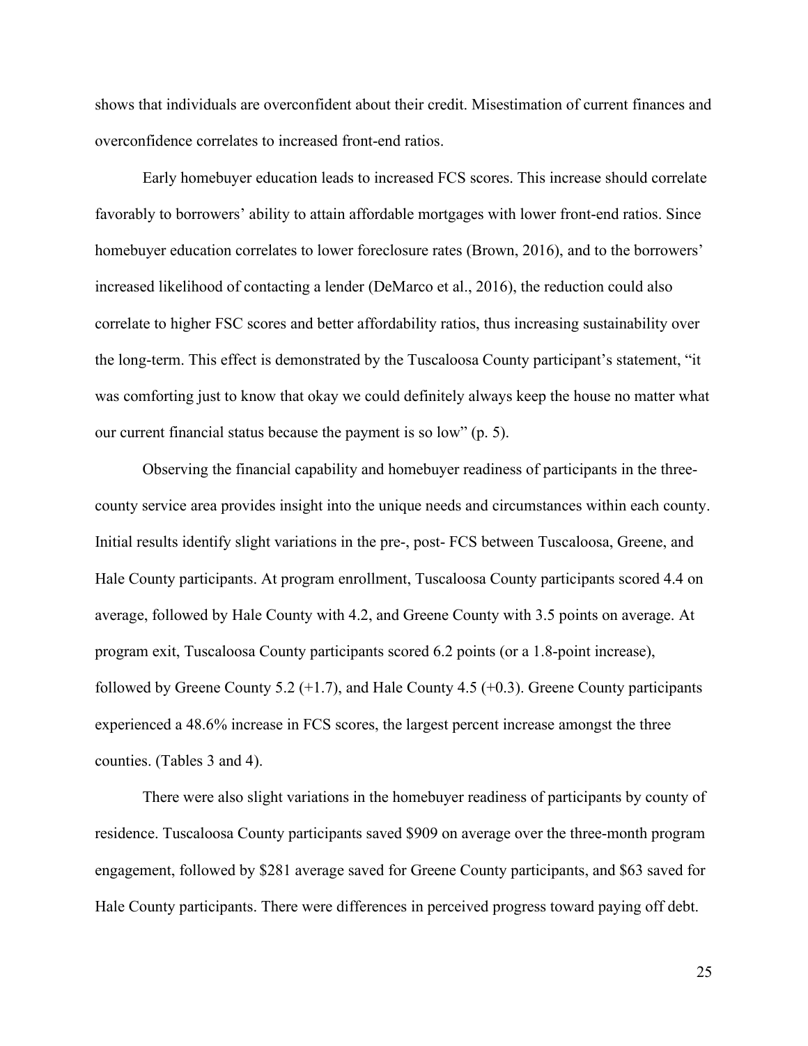shows that individuals are overconfident about their credit. Misestimation of current finances and overconfidence correlates to increased front-end ratios.

Early homebuyer education leads to increased FCS scores. This increase should correlate favorably to borrowers' ability to attain affordable mortgages with lower front-end ratios. Since homebuyer education correlates to lower foreclosure rates (Brown, 2016), and to the borrowers' increased likelihood of contacting a lender (DeMarco et al., 2016), the reduction could also correlate to higher FSC scores and better affordability ratios, thus increasing sustainability over the long-term. This effect is demonstrated by the Tuscaloosa County participant's statement, "it was comforting just to know that okay we could definitely always keep the house no matter what our current financial status because the payment is so low" (p. 5).

Observing the financial capability and homebuyer readiness of participants in the three-county service area provides insight into the unique needs and circumstances within each county. Initial results identify slight variations in the pre-, post- FCS between Tuscaloosa, Greene, and Hale County participants. At program enrollment, Tuscaloosa County participants scored 4.4 on average, followed by Hale County with 4.2, and Greene County with 3.5 points on average. At program exit, Tuscaloosa County participants scored 6.2 points (or a 1.8-point increase), followed by Greene County 5.2 (+1.7), and Hale County 4.5 (+0.3). Greene County participants experienced a 48.6% increase in FCS scores, the largest percent increase amongst the three counties. (Tables 3 and 4).

There were also slight variations in the homebuyer readiness of participants by county of residence. Tuscaloosa County participants saved $909 on average over the three-month program engagement, followed by $281 average saved for Greene County participants, and $63 saved for Hale County participants. There were differences in perceived progress toward paying off debt.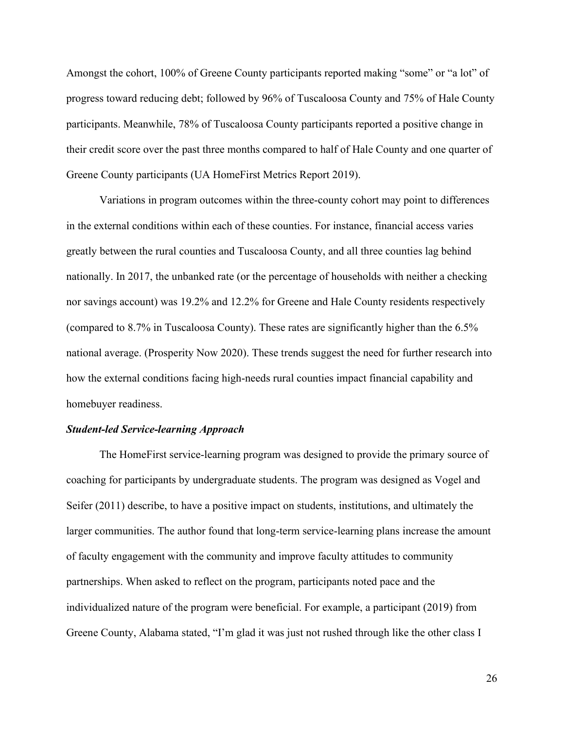Amongst the cohort, 100% of Greene County participants reported making "some" or "a lot" of progress toward reducing debt; followed by 96% of Tuscaloosa County and 75% of Hale County participants. Meanwhile, 78% of Tuscaloosa County participants reported a positive change in their credit score over the past three months compared to half of Hale County and one quarter of Greene County participants (UA HomeFirst Metrics Report 2019).

Variations in program outcomes within the three-county cohort may point to differences in the external conditions within each of these counties. For instance, financial access varies greatly between the rural counties and Tuscaloosa County, and all three counties lag behind nationally. In 2017, the unbanked rate (or the percentage of households with neither a checking nor savings account) was 19.2% and 12.2% for Greene and Hale County residents respectively (compared to 8.7% in Tuscaloosa County). These rates are significantly higher than the 6.5% national average. (Prosperity Now 2020). These trends suggest the need for further research into how the external conditions facing high-needs rural counties impact financial capability and homebuyer readiness.

### ***Student-led Service-learning Approach***

The HomeFirst service-learning program was designed to provide the primary source of coaching for participants by undergraduate students. The program was designed as Vogel and Seifer (2011) describe, to have a positive impact on students, institutions, and ultimately the larger communities. The author found that long-term service-learning plans increase the amount of faculty engagement with the community and improve faculty attitudes to community partnerships. When asked to reflect on the program, participants noted pace and the individualized nature of the program were beneficial. For example, a participant (2019) from Greene County, Alabama stated, "I'm glad it was just not rushed through like the other class I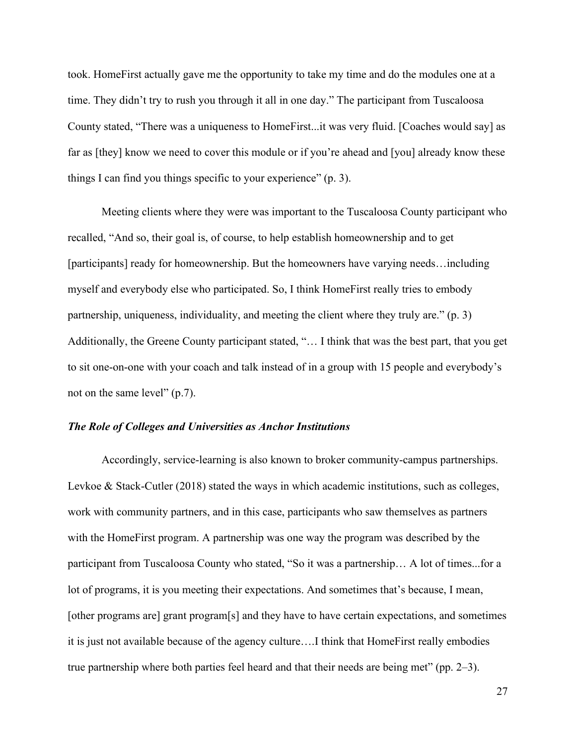took. HomeFirst actually gave me the opportunity to take my time and do the modules one at a time. They didn't try to rush you through it all in one day." The participant from Tuscaloosa County stated, "There was a uniqueness to HomeFirst...it was very fluid. [Coaches would say] as far as [they] know we need to cover this module or if you're ahead and [you] already know these things I can find you things specific to your experience" (p. 3).

Meeting clients where they were was important to the Tuscaloosa County participant who recalled, "And so, their goal is, of course, to help establish homeownership and to get [participants] ready for homeownership. But the homeowners have varying needs…including myself and everybody else who participated. So, I think HomeFirst really tries to embody partnership, uniqueness, individuality, and meeting the client where they truly are." (p. 3) Additionally, the Greene County participant stated, "… I think that was the best part, that you get to sit one-on-one with your coach and talk instead of in a group with 15 people and everybody's not on the same level" (p.7).

### *The Role of Colleges and Universities as Anchor Institutions*

Accordingly, service-learning is also known to broker community-campus partnerships. Levkoe & Stack-Cutler (2018) stated the ways in which academic institutions, such as colleges, work with community partners, and in this case, participants who saw themselves as partners with the HomeFirst program. A partnership was one way the program was described by the participant from Tuscaloosa County who stated, "So it was a partnership… A lot of times...for a lot of programs, it is you meeting their expectations. And sometimes that's because, I mean, [other programs are] grant program[s] and they have to have certain expectations, and sometimes it is just not available because of the agency culture….I think that HomeFirst really embodies true partnership where both parties feel heard and that their needs are being met" (pp. 2–3).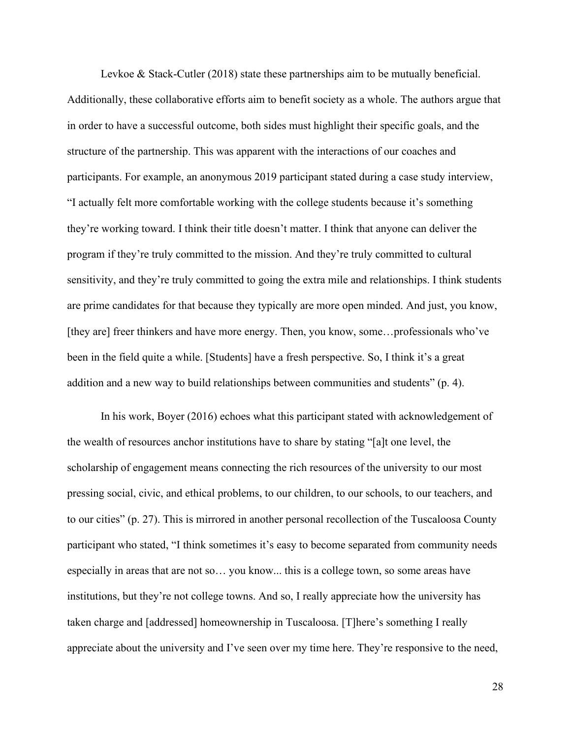Levkoe & Stack-Cutler (2018) state these partnerships aim to be mutually beneficial. Additionally, these collaborative efforts aim to benefit society as a whole. The authors argue that in order to have a successful outcome, both sides must highlight their specific goals, and the structure of the partnership. This was apparent with the interactions of our coaches and participants. For example, an anonymous 2019 participant stated during a case study interview, "I actually felt more comfortable working with the college students because it's something they're working toward. I think their title doesn't matter. I think that anyone can deliver the program if they're truly committed to the mission. And they're truly committed to cultural sensitivity, and they're truly committed to going the extra mile and relationships. I think students are prime candidates for that because they typically are more open minded. And just, you know, [they are] freer thinkers and have more energy. Then, you know, some…professionals who've been in the field quite a while. [Students] have a fresh perspective. So, I think it's a great addition and a new way to build relationships between communities and students" (p. 4).

In his work, Boyer (2016) echoes what this participant stated with acknowledgement of the wealth of resources anchor institutions have to share by stating "[a]t one level, the scholarship of engagement means connecting the rich resources of the university to our most pressing social, civic, and ethical problems, to our children, to our schools, to our teachers, and to our cities" (p. 27). This is mirrored in another personal recollection of the Tuscaloosa County participant who stated, "I think sometimes it's easy to become separated from community needs especially in areas that are not so… you know... this is a college town, so some areas have institutions, but they're not college towns. And so, I really appreciate how the university has taken charge and [addressed] homeownership in Tuscaloosa. [T]here's something I really appreciate about the university and I've seen over my time here. They're responsive to the need,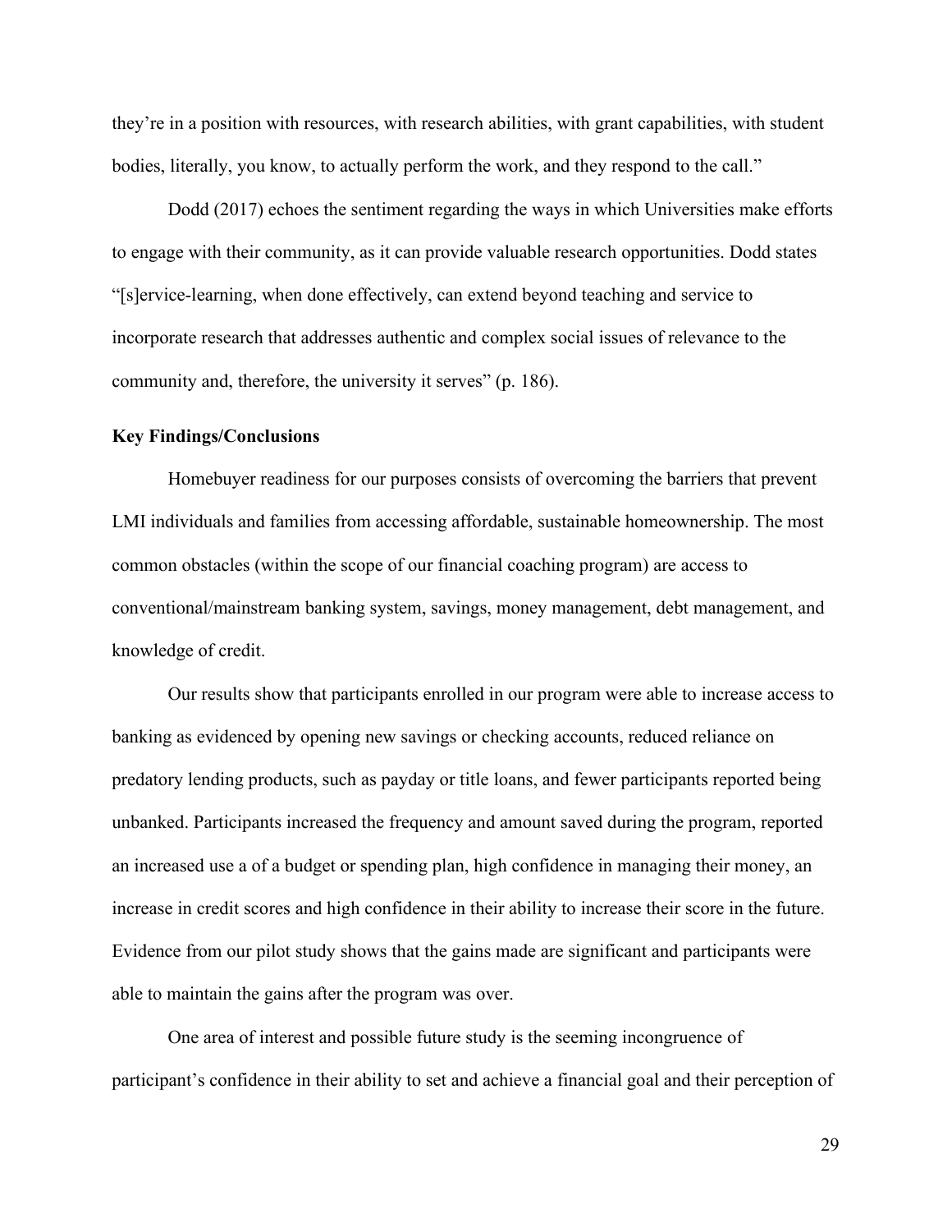they're in a position with resources, with research abilities, with grant capabilities, with student bodies, literally, you know, to actually perform the work, and they respond to the call."

Dodd (2017) echoes the sentiment regarding the ways in which Universities make efforts to engage with their community, as it can provide valuable research opportunities. Dodd states "[s]ervice-learning, when done effectively, can extend beyond teaching and service to incorporate research that addresses authentic and complex social issues of relevance to the community and, therefore, the university it serves" (p. 186).

**Key Findings/Conclusions**

Homebuyer readiness for our purposes consists of overcoming the barriers that prevent LMI individuals and families from accessing affordable, sustainable homeownership. The most common obstacles (within the scope of our financial coaching program) are access to conventional/mainstream banking system, savings, money management, debt management, and knowledge of credit.

Our results show that participants enrolled in our program were able to increase access to banking as evidenced by opening new savings or checking accounts, reduced reliance on predatory lending products, such as payday or title loans, and fewer participants reported being unbanked. Participants increased the frequency and amount saved during the program, reported an increased use a of a budget or spending plan, high confidence in managing their money, an increase in credit scores and high confidence in their ability to increase their score in the future. Evidence from our pilot study shows that the gains made are significant and participants were able to maintain the gains after the program was over.

One area of interest and possible future study is the seeming incongruence of participant's confidence in their ability to set and achieve a financial goal and their perception of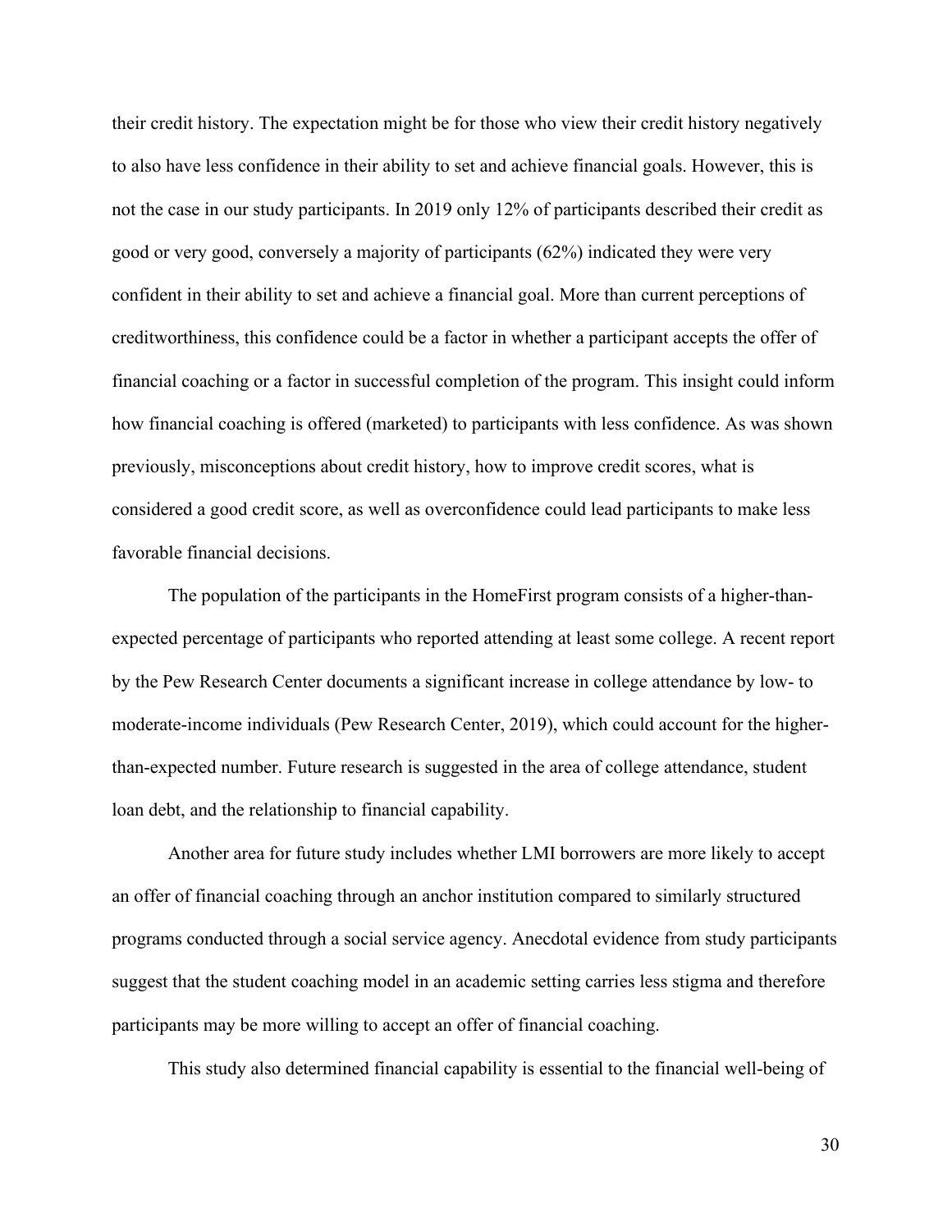their credit history. The expectation might be for those who view their credit history negatively to also have less confidence in their ability to set and achieve financial goals. However, this is not the case in our study participants. In 2019 only 12% of participants described their credit as good or very good, conversely a majority of participants (62%) indicated they were very confident in their ability to set and achieve a financial goal. More than current perceptions of creditworthiness, this confidence could be a factor in whether a participant accepts the offer of financial coaching or a factor in successful completion of the program. This insight could inform how financial coaching is offered (marketed) to participants with less confidence. As was shown previously, misconceptions about credit history, how to improve credit scores, what is considered a good credit score, as well as overconfidence could lead participants to make less favorable financial decisions.

The population of the participants in the HomeFirst program consists of a higher-than-expected percentage of participants who reported attending at least some college. A recent report by the Pew Research Center documents a significant increase in college attendance by low- to moderate-income individuals (Pew Research Center, 2019), which could account for the higher-than-expected number. Future research is suggested in the area of college attendance, student loan debt, and the relationship to financial capability.

Another area for future study includes whether LMI borrowers are more likely to accept an offer of financial coaching through an anchor institution compared to similarly structured programs conducted through a social service agency. Anecdotal evidence from study participants suggest that the student coaching model in an academic setting carries less stigma and therefore participants may be more willing to accept an offer of financial coaching.

This study also determined financial capability is essential to the financial well-being of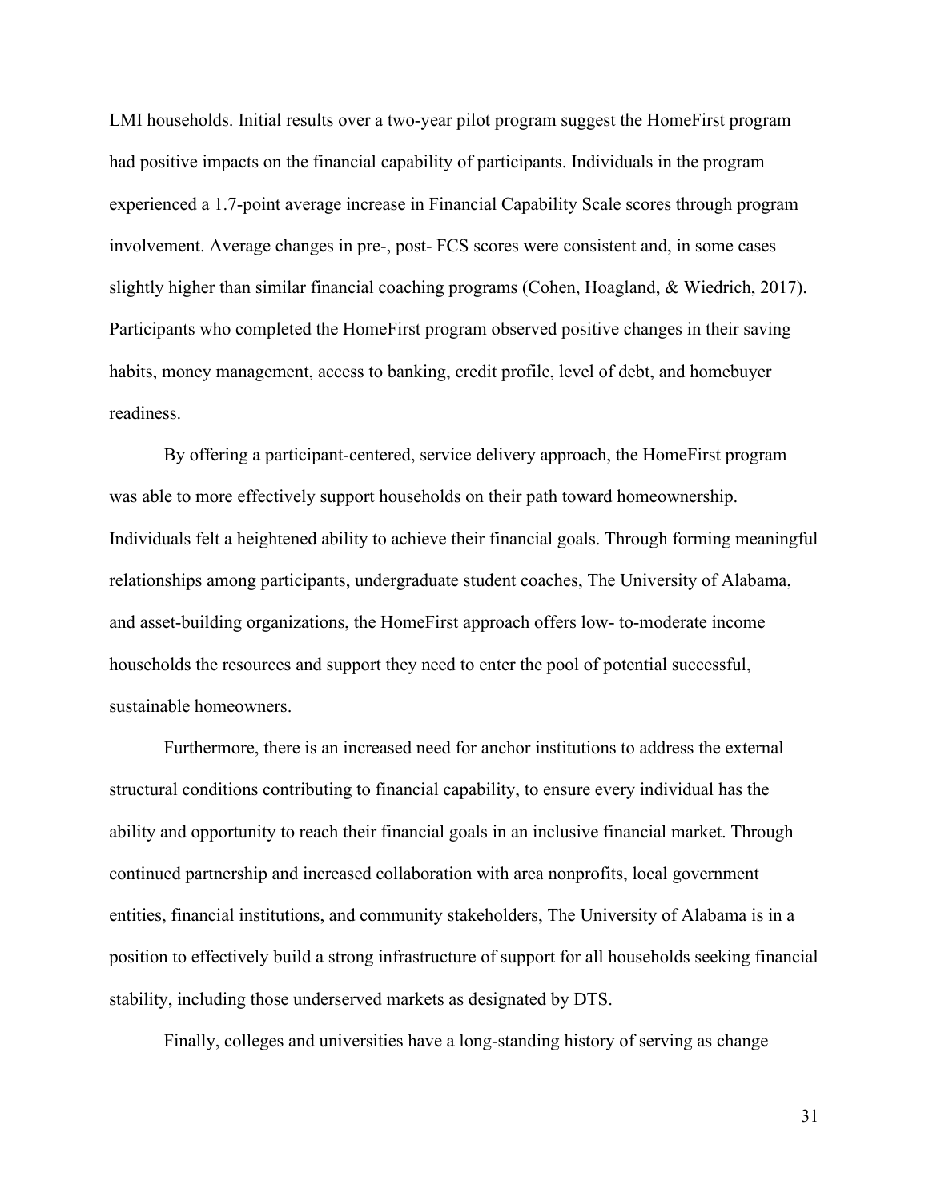LMI households. Initial results over a two-year pilot program suggest the HomeFirst program had positive impacts on the financial capability of participants. Individuals in the program experienced a 1.7-point average increase in Financial Capability Scale scores through program involvement. Average changes in pre-, post- FCS scores were consistent and, in some cases slightly higher than similar financial coaching programs (Cohen, Hoagland, & Wiedrich, 2017). Participants who completed the HomeFirst program observed positive changes in their saving habits, money management, access to banking, credit profile, level of debt, and homebuyer readiness.

By offering a participant-centered, service delivery approach, the HomeFirst program was able to more effectively support households on their path toward homeownership. Individuals felt a heightened ability to achieve their financial goals. Through forming meaningful relationships among participants, undergraduate student coaches, The University of Alabama, and asset-building organizations, the HomeFirst approach offers low- to-moderate income households the resources and support they need to enter the pool of potential successful, sustainable homeowners.

Furthermore, there is an increased need for anchor institutions to address the external structural conditions contributing to financial capability, to ensure every individual has the ability and opportunity to reach their financial goals in an inclusive financial market. Through continued partnership and increased collaboration with area nonprofits, local government entities, financial institutions, and community stakeholders, The University of Alabama is in a position to effectively build a strong infrastructure of support for all households seeking financial stability, including those underserved markets as designated by DTS.

Finally, colleges and universities have a long-standing history of serving as change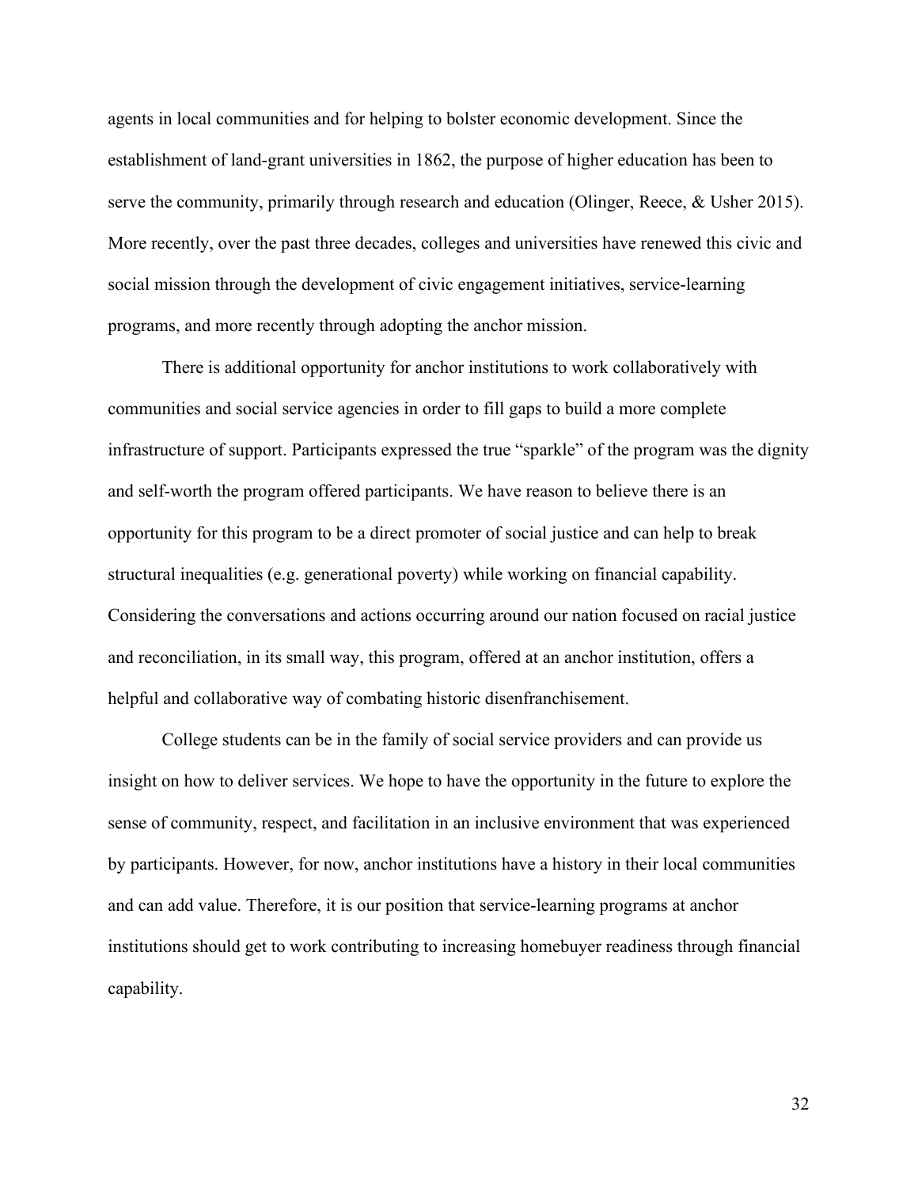agents in local communities and for helping to bolster economic development. Since the establishment of land-grant universities in 1862, the purpose of higher education has been to serve the community, primarily through research and education (Olinger, Reece, & Usher 2015). More recently, over the past three decades, colleges and universities have renewed this civic and social mission through the development of civic engagement initiatives, service-learning programs, and more recently through adopting the anchor mission.

There is additional opportunity for anchor institutions to work collaboratively with communities and social service agencies in order to fill gaps to build a more complete infrastructure of support. Participants expressed the true "sparkle" of the program was the dignity and self-worth the program offered participants. We have reason to believe there is an opportunity for this program to be a direct promoter of social justice and can help to break structural inequalities (e.g. generational poverty) while working on financial capability. Considering the conversations and actions occurring around our nation focused on racial justice and reconciliation, in its small way, this program, offered at an anchor institution, offers a helpful and collaborative way of combating historic disenfranchisement.

College students can be in the family of social service providers and can provide us insight on how to deliver services. We hope to have the opportunity in the future to explore the sense of community, respect, and facilitation in an inclusive environment that was experienced by participants. However, for now, anchor institutions have a history in their local communities and can add value. Therefore, it is our position that service-learning programs at anchor institutions should get to work contributing to increasing homebuyer readiness through financial capability.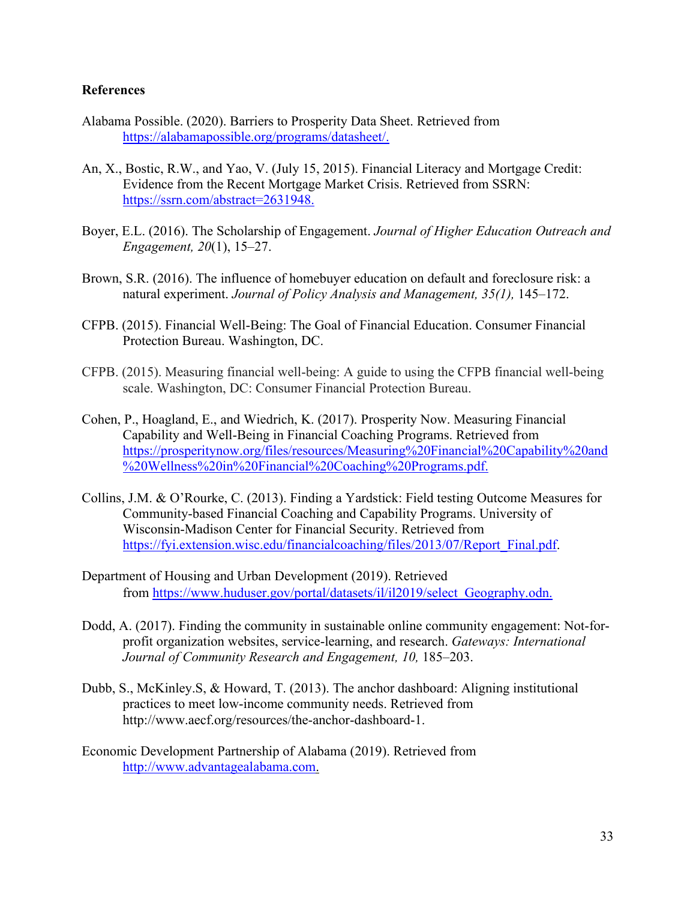**References**

Alabama Possible. (2020). Barriers to Prosperity Data Sheet. Retrieved from https://alabamapossible.org/programs/datasheet/.

An, X., Bostic, R.W., and Yao, V. (July 15, 2015). Financial Literacy and Mortgage Credit: Evidence from the Recent Mortgage Market Crisis. Retrieved from SSRN: https://ssrn.com/abstract=2631948.

Boyer, E.L. (2016). The Scholarship of Engagement. *Journal of Higher Education Outreach and Engagement, 20*(1), 15–27.

Brown, S.R. (2016). The influence of homebuyer education on default and foreclosure risk: a natural experiment. *Journal of Policy Analysis and Management, 35(1),* 145–172.

CFPB. (2015). Financial Well-Being: The Goal of Financial Education. Consumer Financial Protection Bureau. Washington, DC.

CFPB. (2015). Measuring financial well-being: A guide to using the CFPB financial well-being scale. Washington, DC: Consumer Financial Protection Bureau.

Cohen, P., Hoagland, E., and Wiedrich, K. (2017). Prosperity Now. Measuring Financial Capability and Well-Being in Financial Coaching Programs. Retrieved from https://prosperitynow.org/files/resources/Measuring%20Financial%20Capability%20and%20Wellness%20in%20Financial%20Coaching%20Programs.pdf.

Collins, J.M. & O'Rourke, C. (2013). Finding a Yardstick: Field testing Outcome Measures for Community-based Financial Coaching and Capability Programs. University of Wisconsin-Madison Center for Financial Security. Retrieved from https://fyi.extension.wisc.edu/financialcoaching/files/2013/07/Report_Final.pdf.

Department of Housing and Urban Development (2019). Retrieved from https://www.huduser.gov/portal/datasets/il/il2019/select_Geography.odn.

Dodd, A. (2017). Finding the community in sustainable online community engagement: Not-for-profit organization websites, service-learning, and research. *Gateways: International Journal of Community Research and Engagement, 10,* 185–203.

Dubb, S., McKinley.S, & Howard, T. (2013). The anchor dashboard: Aligning institutional practices to meet low-income community needs. Retrieved from http://www.aecf.org/resources/the-anchor-dashboard-1.

Economic Development Partnership of Alabama (2019). Retrieved from http://www.advantagealabama.com.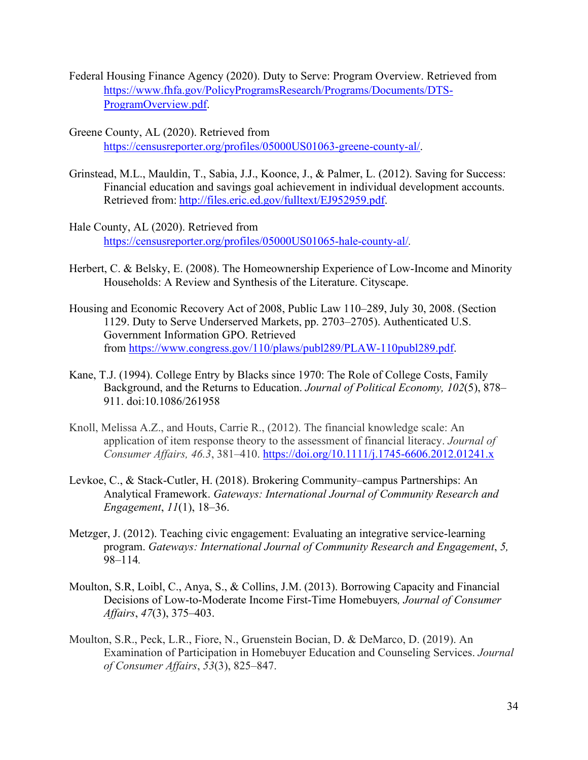Federal Housing Finance Agency (2020). Duty to Serve: Program Overview. Retrieved from https://www.fhfa.gov/PolicyProgramsResearch/Programs/Documents/DTS-ProgramOverview.pdf.

Greene County, AL (2020). Retrieved from https://censusreporter.org/profiles/05000US01063-greene-county-al/.

Grinstead, M.L., Mauldin, T., Sabia, J.J., Koonce, J., & Palmer, L. (2012). Saving for Success: Financial education and savings goal achievement in individual development accounts. Retrieved from: http://files.eric.ed.gov/fulltext/EJ952959.pdf.

Hale County, AL (2020). Retrieved from https://censusreporter.org/profiles/05000US01065-hale-county-al/.

Herbert, C. & Belsky, E. (2008). The Homeownership Experience of Low-Income and Minority Households: A Review and Synthesis of the Literature. Cityscape.

Housing and Economic Recovery Act of 2008, Public Law 110–289, July 30, 2008. (Section 1129. Duty to Serve Underserved Markets, pp. 2703–2705). Authenticated U.S. Government Information GPO. Retrieved from https://www.congress.gov/110/plaws/publ289/PLAW-110publ289.pdf.

Kane, T.J. (1994). College Entry by Blacks since 1970: The Role of College Costs, Family Background, and the Returns to Education. *Journal of Political Economy, 102*(5), 878–911. doi:10.1086/261958

Knoll, Melissa A.Z., and Houts, Carrie R., (2012). The financial knowledge scale: An application of item response theory to the assessment of financial literacy. *Journal of Consumer Affairs, 46.3*, 381–410. https://doi.org/10.1111/j.1745-6606.2012.01241.x

Levkoe, C., & Stack-Cutler, H. (2018). Brokering Community–campus Partnerships: An Analytical Framework. *Gateways: International Journal of Community Research and Engagement*, *11*(1), 18–36.

Metzger, J. (2012). Teaching civic engagement: Evaluating an integrative service-learning program. *Gateways: International Journal of Community Research and Engagement*, *5,* 98–114*.*

Moulton, S.R, Loibl, C., Anya, S., & Collins, J.M. (2013). Borrowing Capacity and Financial Decisions of Low-to-Moderate Income First-Time Homebuyers*, Journal of Consumer Affairs*, *47*(3), 375–403.

Moulton, S.R., Peck, L.R., Fiore, N., Gruenstein Bocian, D. & DeMarco, D. (2019). An Examination of Participation in Homebuyer Education and Counseling Services. *Journal of Consumer Affairs*, *53*(3), 825–847.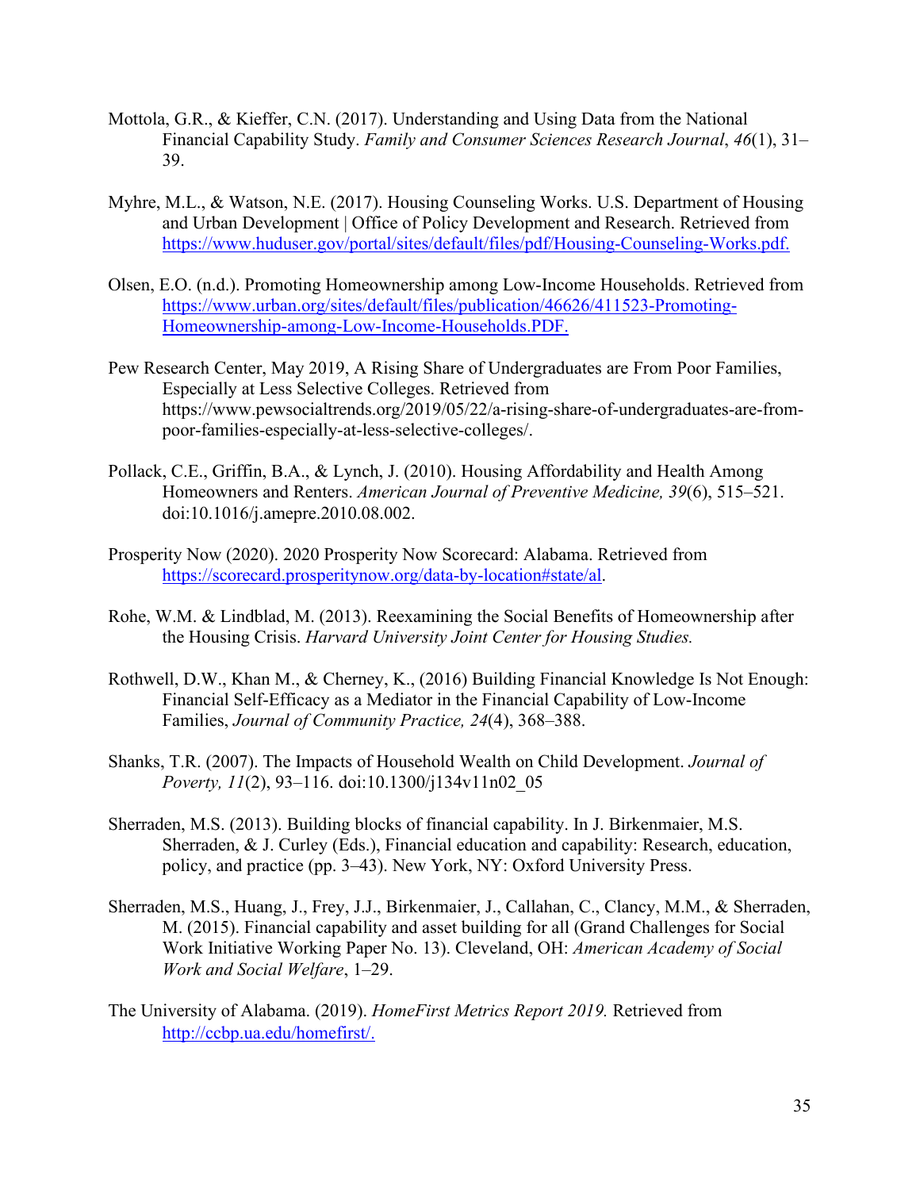Mottola, G.R., & Kieffer, C.N. (2017). Understanding and Using Data from the National Financial Capability Study. *Family and Consumer Sciences Research Journal*, *46*(1), 31–39.

Myhre, M.L., & Watson, N.E. (2017). Housing Counseling Works. U.S. Department of Housing and Urban Development | Office of Policy Development and Research. Retrieved from https://www.huduser.gov/portal/sites/default/files/pdf/Housing-Counseling-Works.pdf.

Olsen, E.O. (n.d.). Promoting Homeownership among Low-Income Households. Retrieved from https://www.urban.org/sites/default/files/publication/46626/411523-Promoting-Homeownership-among-Low-Income-Households.PDF.

Pew Research Center, May 2019, A Rising Share of Undergraduates are From Poor Families, Especially at Less Selective Colleges. Retrieved from https://www.pewsocialtrends.org/2019/05/22/a-rising-share-of-undergraduates-are-from-poor-families-especially-at-less-selective-colleges/.

Pollack, C.E., Griffin, B.A., & Lynch, J. (2010). Housing Affordability and Health Among Homeowners and Renters. *American Journal of Preventive Medicine, 39*(6), 515–521. doi:10.1016/j.amepre.2010.08.002.

Prosperity Now (2020). 2020 Prosperity Now Scorecard: Alabama. Retrieved from https://scorecard.prosperitynow.org/data-by-location#state/al.

Rohe, W.M. & Lindblad, M. (2013). Reexamining the Social Benefits of Homeownership after the Housing Crisis. *Harvard University Joint Center for Housing Studies.*

Rothwell, D.W., Khan M., & Cherney, K., (2016) Building Financial Knowledge Is Not Enough: Financial Self-Efficacy as a Mediator in the Financial Capability of Low-Income Families, *Journal of Community Practice, 24*(4), 368–388.

Shanks, T.R. (2007). The Impacts of Household Wealth on Child Development. *Journal of Poverty, 11*(2), 93–116. doi:10.1300/j134v11n02_05

Sherraden, M.S. (2013). Building blocks of financial capability. In J. Birkenmaier, M.S. Sherraden, & J. Curley (Eds.), Financial education and capability: Research, education, policy, and practice (pp. 3–43). New York, NY: Oxford University Press.

Sherraden, M.S., Huang, J., Frey, J.J., Birkenmaier, J., Callahan, C., Clancy, M.M., & Sherraden, M. (2015). Financial capability and asset building for all (Grand Challenges for Social Work Initiative Working Paper No. 13). Cleveland, OH: *American Academy of Social Work and Social Welfare*, 1–29.

The University of Alabama. (2019). *HomeFirst Metrics Report 2019.* Retrieved from http://ccbp.ua.edu/homefirst/.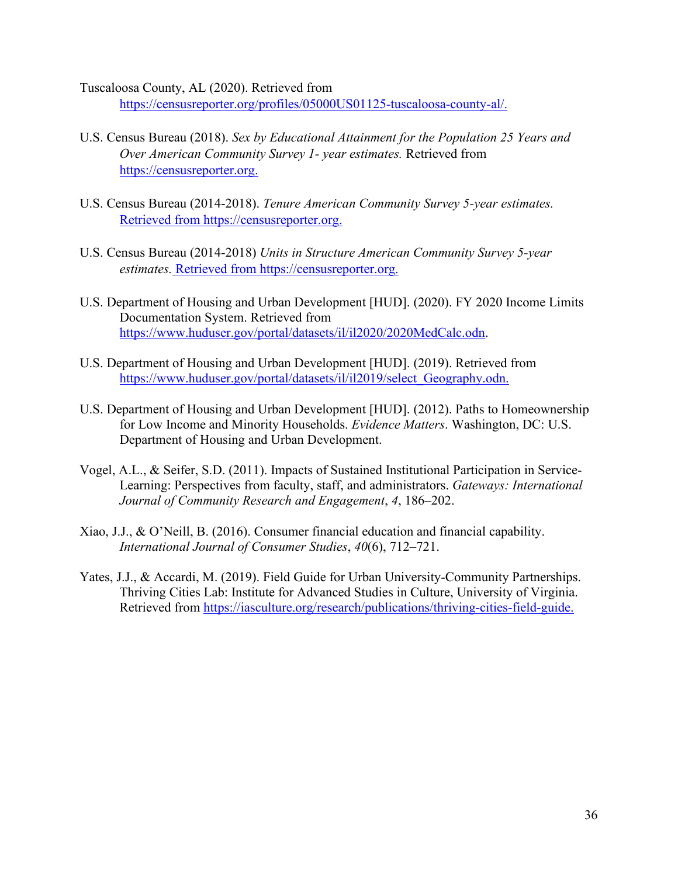Tuscaloosa County, AL (2020). Retrieved from https://censusreporter.org/profiles/05000US01125-tuscaloosa-county-al/.

U.S. Census Bureau (2018). *Sex by Educational Attainment for the Population 25 Years and Over American Community Survey 1- year estimates.* Retrieved from https://censusreporter.org.

U.S. Census Bureau (2014-2018). *Tenure American Community Survey 5-year estimates.* Retrieved from https://censusreporter.org.

U.S. Census Bureau (2014-2018) *Units in Structure American Community Survey 5-year estimates.* Retrieved from https://censusreporter.org.

U.S. Department of Housing and Urban Development [HUD]. (2020). FY 2020 Income Limits Documentation System. Retrieved from https://www.huduser.gov/portal/datasets/il/il2020/2020MedCalc.odn.

U.S. Department of Housing and Urban Development [HUD]. (2019). Retrieved from https://www.huduser.gov/portal/datasets/il/il2019/select_Geography.odn.

U.S. Department of Housing and Urban Development [HUD]. (2012). Paths to Homeownership for Low Income and Minority Households. *Evidence Matters*. Washington, DC: U.S. Department of Housing and Urban Development.

Vogel, A.L., & Seifer, S.D. (2011). Impacts of Sustained Institutional Participation in Service-Learning: Perspectives from faculty, staff, and administrators. *Gateways: International Journal of Community Research and Engagement*, *4*, 186–202.

Xiao, J.J., & O'Neill, B. (2016). Consumer financial education and financial capability. *International Journal of Consumer Studies*, *40*(6), 712–721.

Yates, J.J., & Accardi, M. (2019). Field Guide for Urban University-Community Partnerships. Thriving Cities Lab: Institute for Advanced Studies in Culture, University of Virginia. Retrieved from https://iasculture.org/research/publications/thriving-cities-field-guide.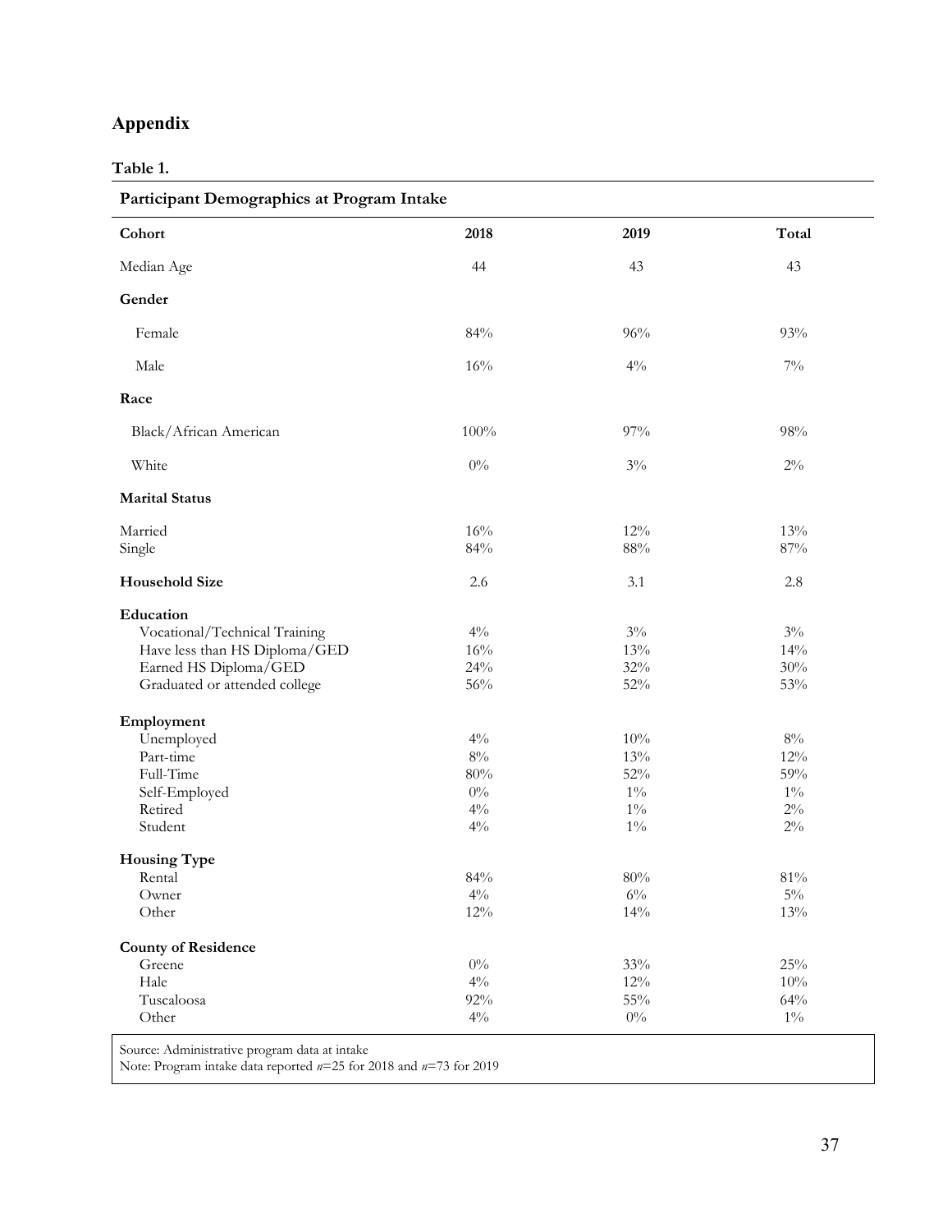## Appendix

**Table 1.**

**Participant Demographics at Program Intake**

| Cohort | 2018 | 2019 | Total |
|---|---|---|---|
| Median Age | 44 | 43 | 43 |
| **Gender** | | | |
| Female | 84% | 96% | 93% |
| Male | 16% | 4% | 7% |
| **Race** | | | |
| Black/African American | 100% | 97% | 98% |
| White | 0% | 3% | 2% |
| **Marital Status** | | | |
| Married | 16% | 12% | 13% |
| Single | 84% | 88% | 87% |
| **Household Size** | 2.6 | 3.1 | 2.8 |
| **Education** | | | |
| Vocational/Technical Training | 4% | 3% | 3% |
| Have less than HS Diploma/GED | 16% | 13% | 14% |
| Earned HS Diploma/GED | 24% | 32% | 30% |
| Graduated or attended college | 56% | 52% | 53% |
| **Employment** | | | |
| Unemployed | 4% | 10% | 8% |
| Part-time | 8% | 13% | 12% |
| Full-Time | 80% | 52% | 59% |
| Self-Employed | 0% | 1% | 1% |
| Retired | 4% | 1% | 2% |
| Student | 4% | 1% | 2% |
| **Housing Type** | | | |
| Rental | 84% | 80% | 81% |
| Owner | 4% | 6% | 5% |
| Other | 12% | 14% | 13% |
| **County of Residence** | | | |
| Greene | 0% | 33% | 25% |
| Hale | 4% | 12% | 10% |
| Tuscaloosa | 92% | 55% | 64% |
| Other | 4% | 0% | 1% |

Source: Administrative program data at intake
Note: Program intake data reported *n*=25 for 2018 and *n*=73 for 2019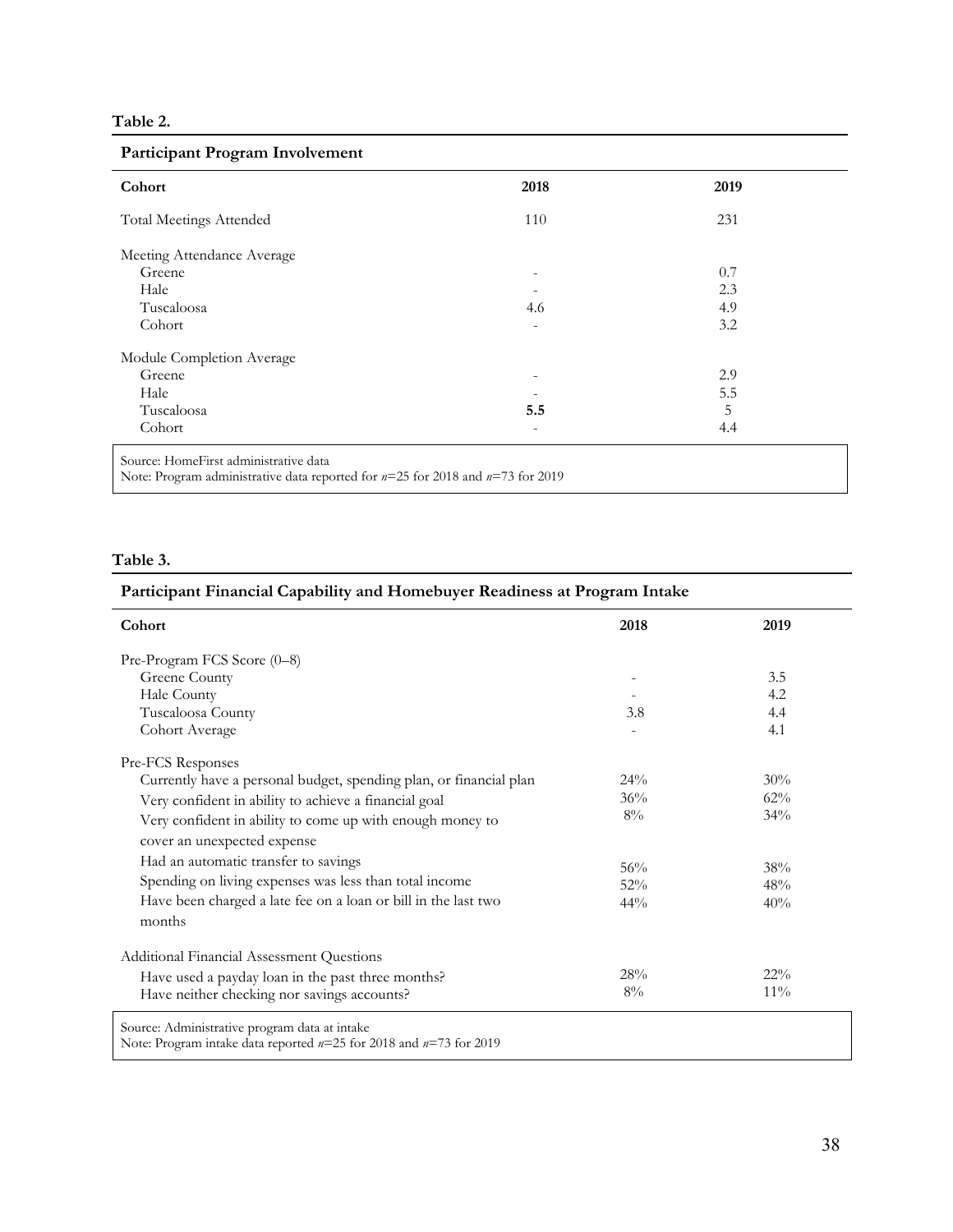**Table 2.**

**Participant Program Involvement**

| Cohort | 2018 | 2019 |
|---|---|---|
| Total Meetings Attended | 110 | 231 |
| Meeting Attendance Average | | |
| Greene | - | 0.7 |
| Hale | - | 2.3 |
| Tuscaloosa | 4.6 | 4.9 |
| Cohort | - | 3.2 |
| Module Completion Average | | |
| Greene | - | 2.9 |
| Hale | - | 5.5 |
| Tuscaloosa | **5.5** | 5 |
| Cohort | - | 4.4 |

Source: HomeFirst administrative data
Note: Program administrative data reported for *n*=25 for 2018 and *n*=73 for 2019

**Table 3.**

**Participant Financial Capability and Homebuyer Readiness at Program Intake**

| Cohort | 2018 | 2019 |
|---|---|---|
| Pre-Program FCS Score (0–8) | | |
| Greene County | - | 3.5 |
| Hale County | - | 4.2 |
| Tuscaloosa County | 3.8 | 4.4 |
| Cohort Average | - | 4.1 |
| Pre-FCS Responses | | |
| Currently have a personal budget, spending plan, or financial plan | 24% | 30% |
| Very confident in ability to achieve a financial goal | 36% | 62% |
| Very confident in ability to come up with enough money to cover an unexpected expense | 8% | 34% |
| Had an automatic transfer to savings | 56% | 38% |
| Spending on living expenses was less than total income | 52% | 48% |
| Have been charged a late fee on a loan or bill in the last two months | 44% | 40% |
| Additional Financial Assessment Questions | | |
| Have used a payday loan in the past three months? | 28% | 22% |
| Have neither checking nor savings accounts? | 8% | 11% |

Source: Administrative program data at intake
Note: Program intake data reported *n*=25 for 2018 and *n*=73 for 2019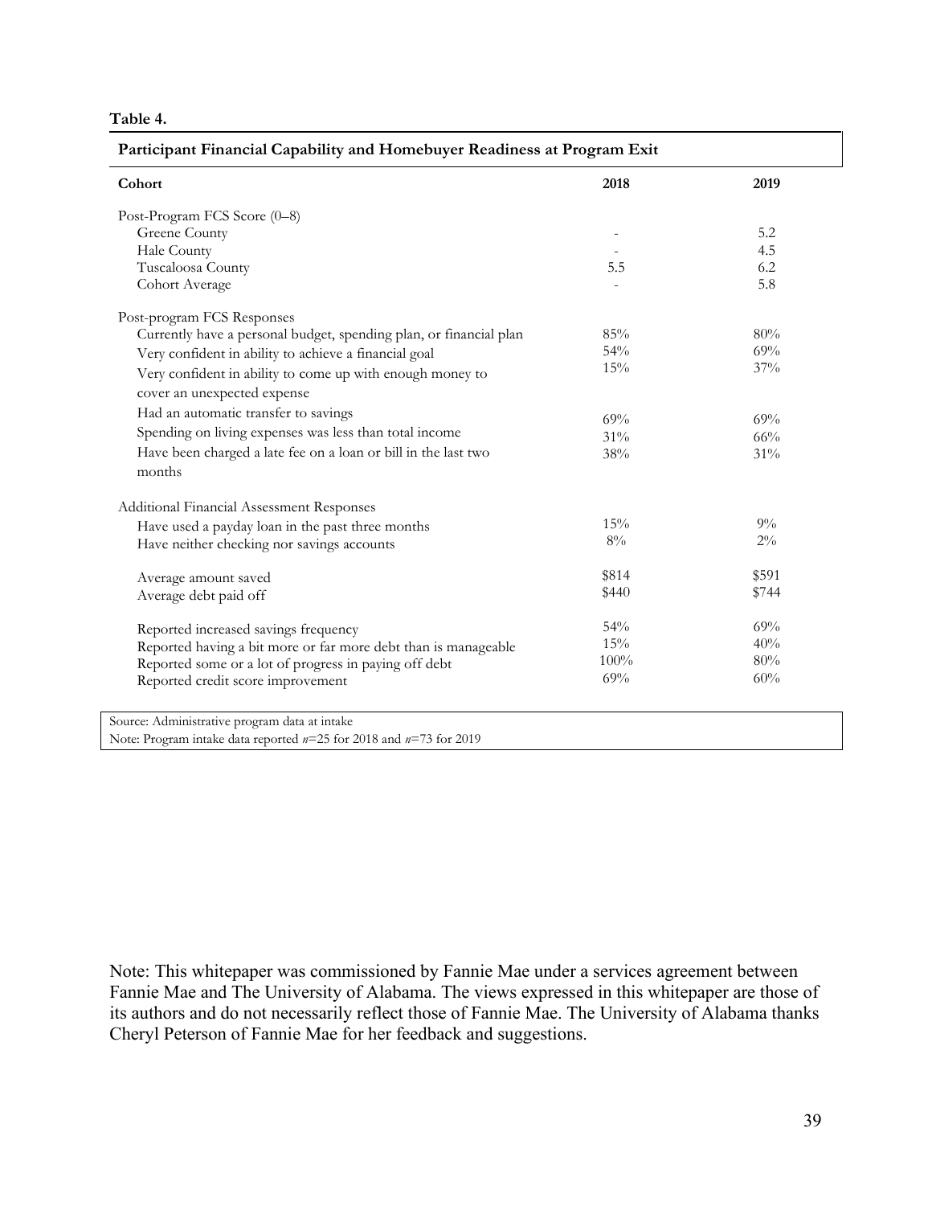**Table 4.**

| Participant Financial Capability and Homebuyer Readiness at Program Exit | | |
|---|---|---|
| **Cohort** | **2018** | **2019** |
| Post-Program FCS Score (0–8) | | |
| Greene County | - | 5.2 |
| Hale County | - | 4.5 |
| Tuscaloosa County | 5.5 | 6.2 |
| Cohort Average | - | 5.8 |
| Post-program FCS Responses | | |
| Currently have a personal budget, spending plan, or financial plan | 85% | 80% |
| Very confident in ability to achieve a financial goal | 54% | 69% |
| Very confident in ability to come up with enough money to cover an unexpected expense | 15% | 37% |
| Had an automatic transfer to savings | 69% | 69% |
| Spending on living expenses was less than total income | 31% | 66% |
| Have been charged a late fee on a loan or bill in the last two months | 38% | 31% |
| Additional Financial Assessment Responses | | |
| Have used a payday loan in the past three months | 15% | 9% |
| Have neither checking nor savings accounts | 8% | 2% |
| Average amount saved | $814 | $591 |
| Average debt paid off | $440 | $744 |
| Reported increased savings frequency | 54% | 69% |
| Reported having a bit more or far more debt than is manageable | 15% | 40% |
| Reported some or a lot of progress in paying off debt | 100% | 80% |
| Reported credit score improvement | 69% | 60% |

Source: Administrative program data at intake
Note: Program intake data reported $n$=25 for 2018 and $n$=73 for 2019

Note: This whitepaper was commissioned by Fannie Mae under a services agreement between Fannie Mae and The University of Alabama. The views expressed in this whitepaper are those of its authors and do not necessarily reflect those of Fannie Mae. The University of Alabama thanks Cheryl Peterson of Fannie Mae for her feedback and suggestions.